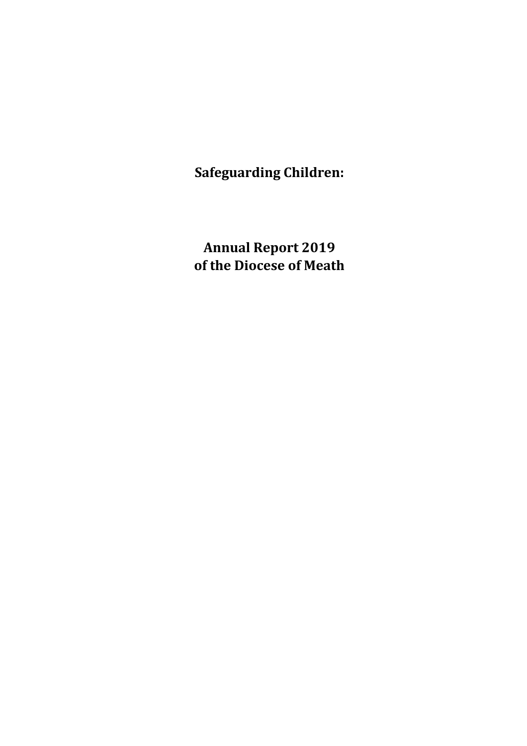# Safeguarding Children:

# Annual Report 2019 of the Diocese of Meath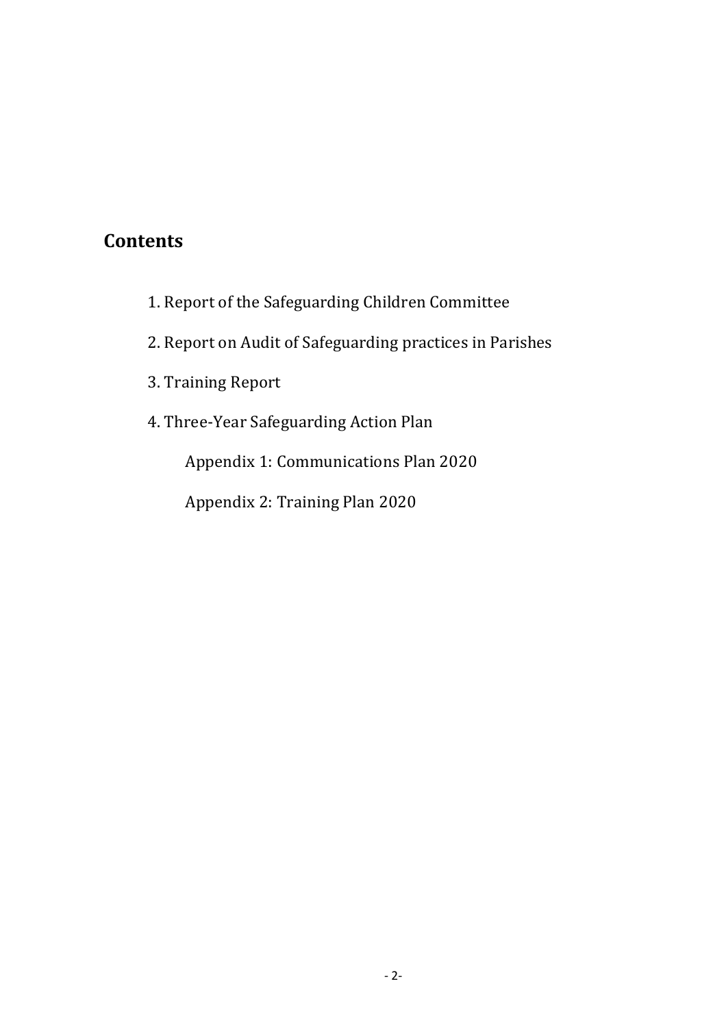## Contents

1. Report of the Safeguarding Children Committee
2. Report on Audit of Safeguarding practices in Parishes
3. Training Report
4. Three-Year Safeguarding Action Plan
    - Appendix 1: Communications Plan 2020
    - Appendix 2: Training Plan 2020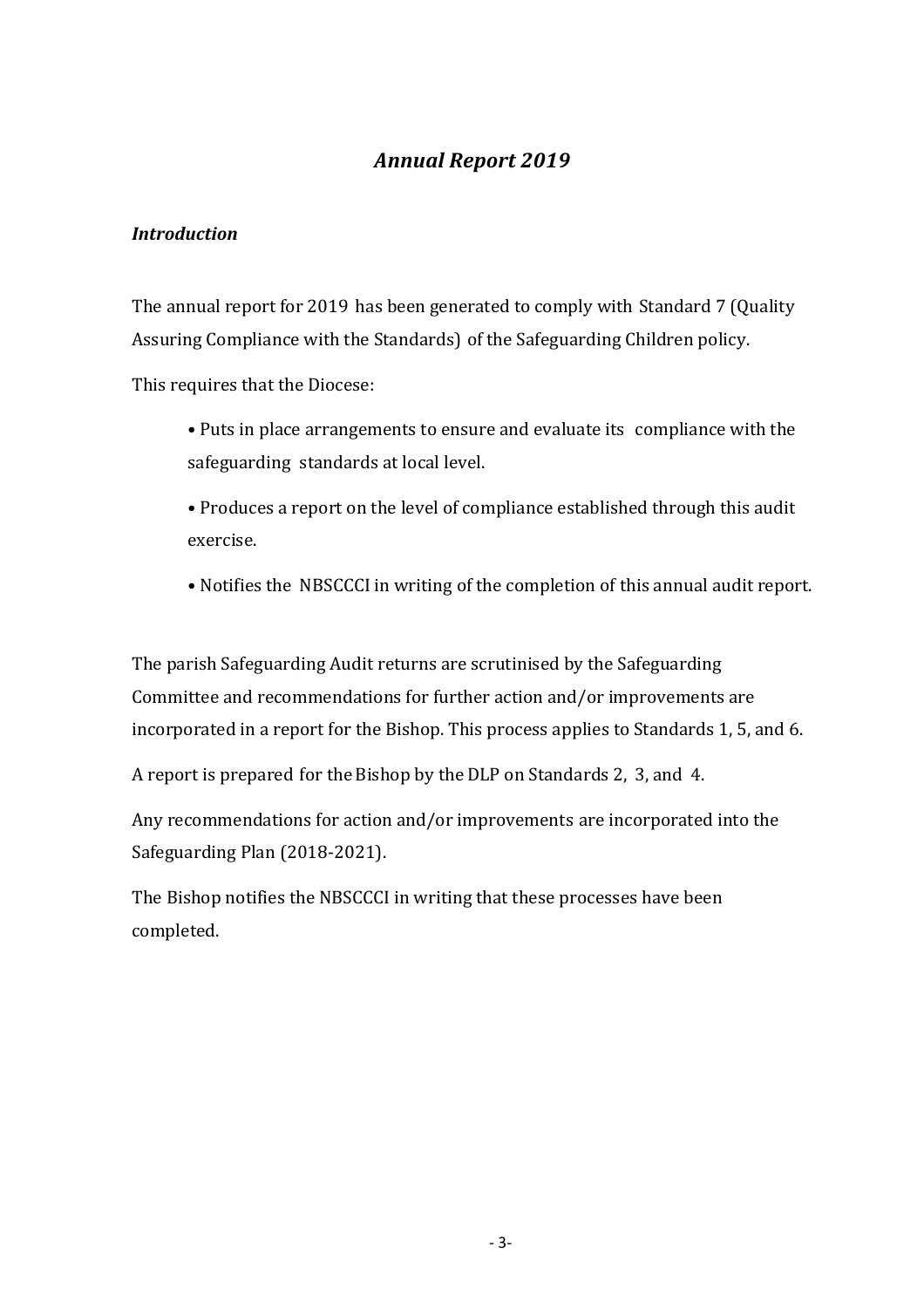# *Annual Report 2019*

### *Introduction*

The annual report for 2019 has been generated to comply with Standard 7 (Quality Assuring Compliance with the Standards) of the Safeguarding Children policy.

This requires that the Diocese:

- Puts in place arrangements to ensure and evaluate its compliance with the safeguarding standards at local level.
- Produces a report on the level of compliance established through this audit exercise.
- Notifies the NBSCCCI in writing of the completion of this annual audit report.

The parish Safeguarding Audit returns are scrutinised by the Safeguarding Committee and recommendations for further action and/or improvements are incorporated in a report for the Bishop. This process applies to Standards 1, 5, and 6.

A report is prepared for the Bishop by the DLP on Standards 2, 3, and 4.

Any recommendations for action and/or improvements are incorporated into the Safeguarding Plan (2018-2021).

The Bishop notifies the NBSCCCI in writing that these processes have been completed.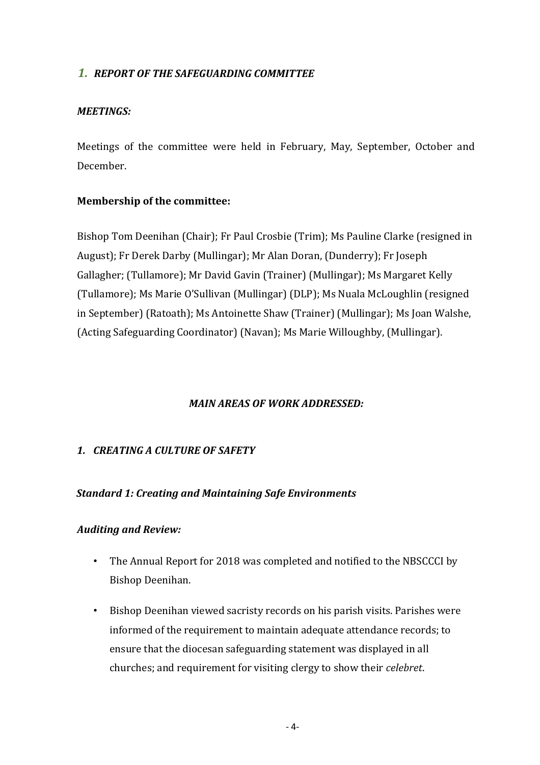## *1. REPORT OF THE SAFEGUARDING COMMITTEE*

### *MEETINGS:*

Meetings of the committee were held in February, May, September, October and December.

### **Membership of the committee:**

Bishop Tom Deenihan (Chair); Fr Paul Crosbie (Trim); Ms Pauline Clarke (resigned in August); Fr Derek Darby (Mullingar); Mr Alan Doran, (Dunderry); Fr Joseph Gallagher; (Tullamore); Mr David Gavin (Trainer) (Mullingar); Ms Margaret Kelly (Tullamore); Ms Marie O'Sullivan (Mullingar) (DLP); Ms Nuala McLoughlin (resigned in September) (Ratoath); Ms Antoinette Shaw (Trainer) (Mullingar); Ms Joan Walshe, (Acting Safeguarding Coordinator) (Navan); Ms Marie Willoughby, (Mullingar).

### *MAIN AREAS OF WORK ADDRESSED:*

### *1. CREATING A CULTURE OF SAFETY*

### *Standard 1: Creating and Maintaining Safe Environments*

### *Auditing and Review:*

- The Annual Report for 2018 was completed and notified to the NBSCCCI by Bishop Deenihan.
- Bishop Deenihan viewed sacristy records on his parish visits. Parishes were informed of the requirement to maintain adequate attendance records; to ensure that the diocesan safeguarding statement was displayed in all churches; and requirement for visiting clergy to show their *celebret*.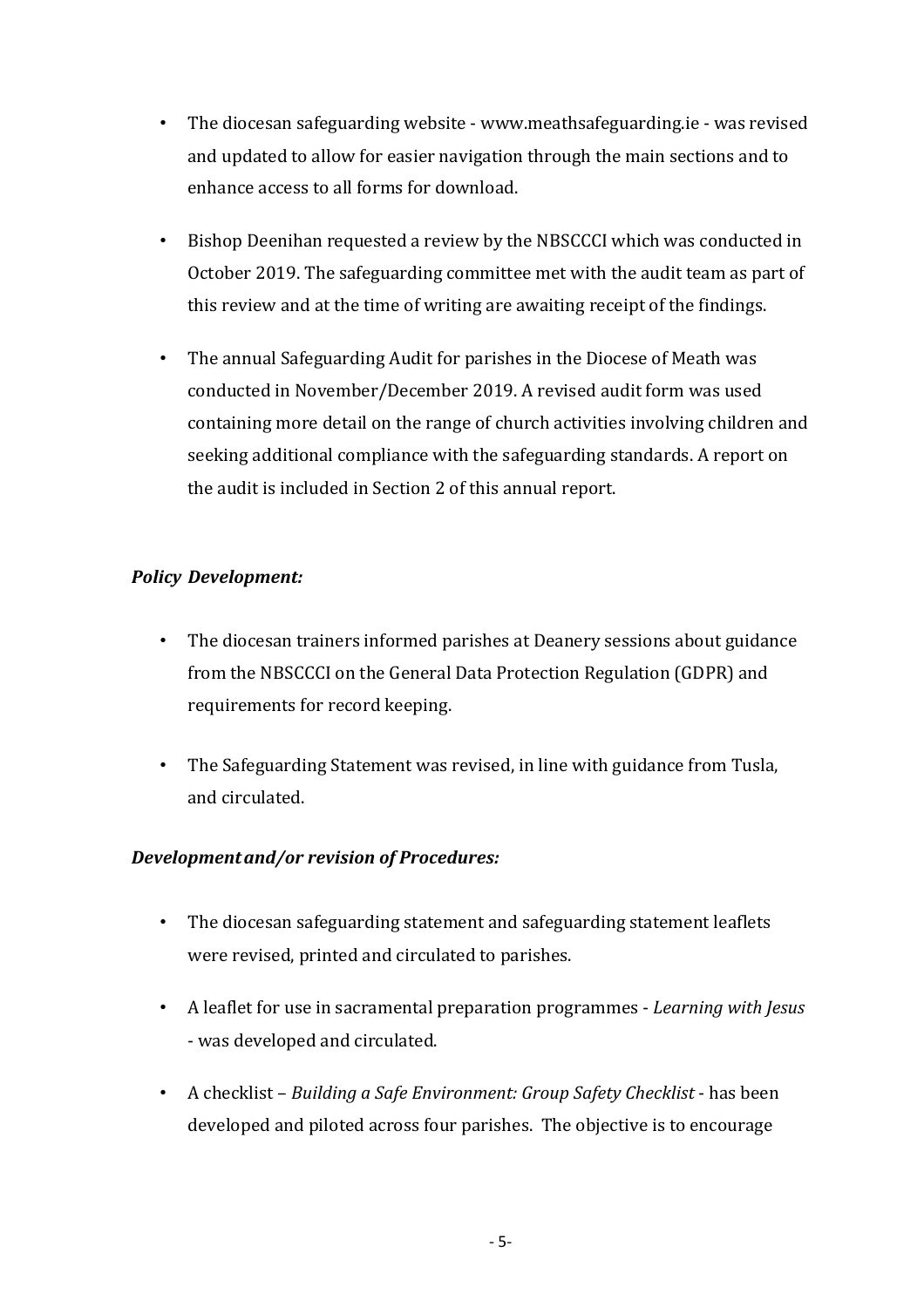- The diocesan safeguarding website - www.meathsafeguarding.ie - was revised and updated to allow for easier navigation through the main sections and to enhance access to all forms for download.
- Bishop Deenihan requested a review by the NBSCCCI which was conducted in October 2019. The safeguarding committee met with the audit team as part of this review and at the time of writing are awaiting receipt of the findings.
- The annual Safeguarding Audit for parishes in the Diocese of Meath was conducted in November/December 2019. A revised audit form was used containing more detail on the range of church activities involving children and seeking additional compliance with the safeguarding standards. A report on the audit is included in Section 2 of this annual report.

***Policy Development:***

- The diocesan trainers informed parishes at Deanery sessions about guidance from the NBSCCCI on the General Data Protection Regulation (GDPR) and requirements for record keeping.
- The Safeguarding Statement was revised, in line with guidance from Tusla, and circulated.

***Development and/or revision of Procedures:***

- The diocesan safeguarding statement and safeguarding statement leaflets were revised, printed and circulated to parishes.
- A leaflet for use in sacramental preparation programmes - *Learning with Jesus* - was developed and circulated.
- A checklist – *Building a Safe Environment: Group Safety Checklist* - has been developed and piloted across four parishes. The objective is to encourage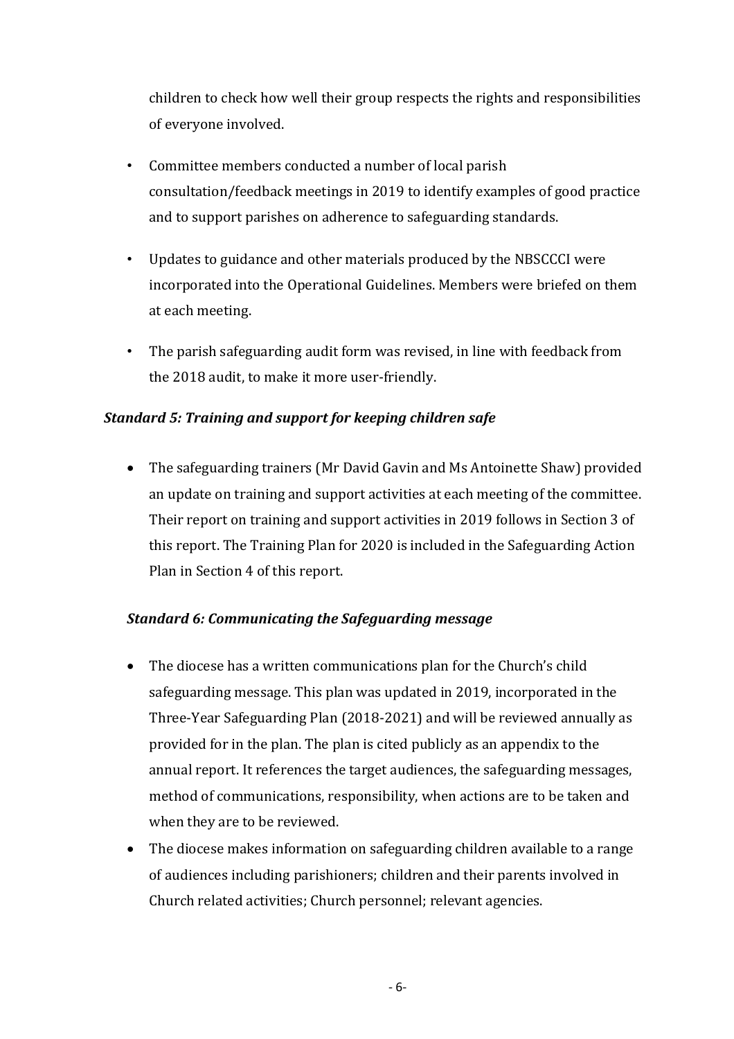children to check how well their group respects the rights and responsibilities of everyone involved.

- Committee members conducted a number of local parish consultation/feedback meetings in 2019 to identify examples of good practice and to support parishes on adherence to safeguarding standards.

- Updates to guidance and other materials produced by the NBSCCCI were incorporated into the Operational Guidelines. Members were briefed on them at each meeting.

- The parish safeguarding audit form was revised, in line with feedback from the 2018 audit, to make it more user-friendly.

***Standard 5: Training and support for keeping children safe***

- The safeguarding trainers (Mr David Gavin and Ms Antoinette Shaw) provided an update on training and support activities at each meeting of the committee. Their report on training and support activities in 2019 follows in Section 3 of this report. The Training Plan for 2020 is included in the Safeguarding Action Plan in Section 4 of this report.

***Standard 6: Communicating the Safeguarding message***

- The diocese has a written communications plan for the Church's child safeguarding message. This plan was updated in 2019, incorporated in the Three-Year Safeguarding Plan (2018-2021) and will be reviewed annually as provided for in the plan. The plan is cited publicly as an appendix to the annual report. It references the target audiences, the safeguarding messages, method of communications, responsibility, when actions are to be taken and when they are to be reviewed.
- The diocese makes information on safeguarding children available to a range of audiences including parishioners; children and their parents involved in Church related activities; Church personnel; relevant agencies.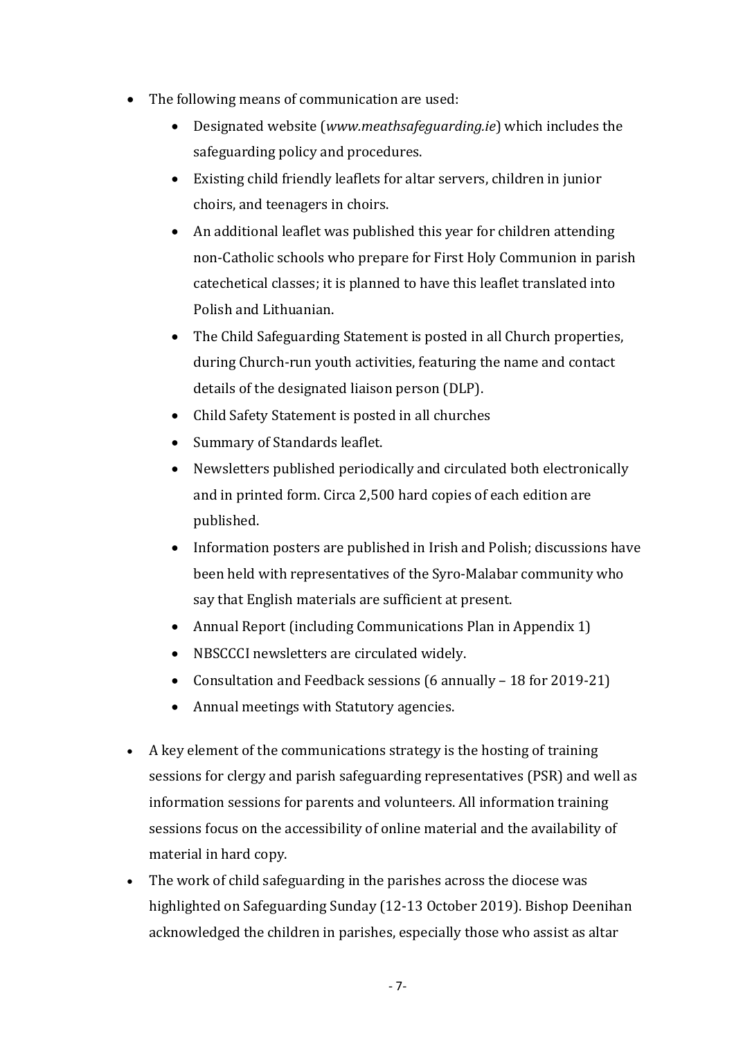- The following means of communication are used:
    - Designated website (*www.meathsafeguarding.ie*) which includes the safeguarding policy and procedures.
    - Existing child friendly leaflets for altar servers, children in junior choirs, and teenagers in choirs.
    - An additional leaflet was published this year for children attending non-Catholic schools who prepare for First Holy Communion in parish catechetical classes; it is planned to have this leaflet translated into Polish and Lithuanian.
    - The Child Safeguarding Statement is posted in all Church properties, during Church-run youth activities, featuring the name and contact details of the designated liaison person (DLP).
    - Child Safety Statement is posted in all churches
    - Summary of Standards leaflet.
    - Newsletters published periodically and circulated both electronically and in printed form. Circa 2,500 hard copies of each edition are published.
    - Information posters are published in Irish and Polish; discussions have been held with representatives of the Syro-Malabar community who say that English materials are sufficient at present.
    - Annual Report (including Communications Plan in Appendix 1)
    - NBSCCCI newsletters are circulated widely.
    - Consultation and Feedback sessions (6 annually – 18 for 2019-21)
    - Annual meetings with Statutory agencies.

- A key element of the communications strategy is the hosting of training sessions for clergy and parish safeguarding representatives (PSR) and well as information sessions for parents and volunteers. All information training sessions focus on the accessibility of online material and the availability of material in hard copy.
- The work of child safeguarding in the parishes across the diocese was highlighted on Safeguarding Sunday (12-13 October 2019). Bishop Deenihan acknowledged the children in parishes, especially those who assist as altar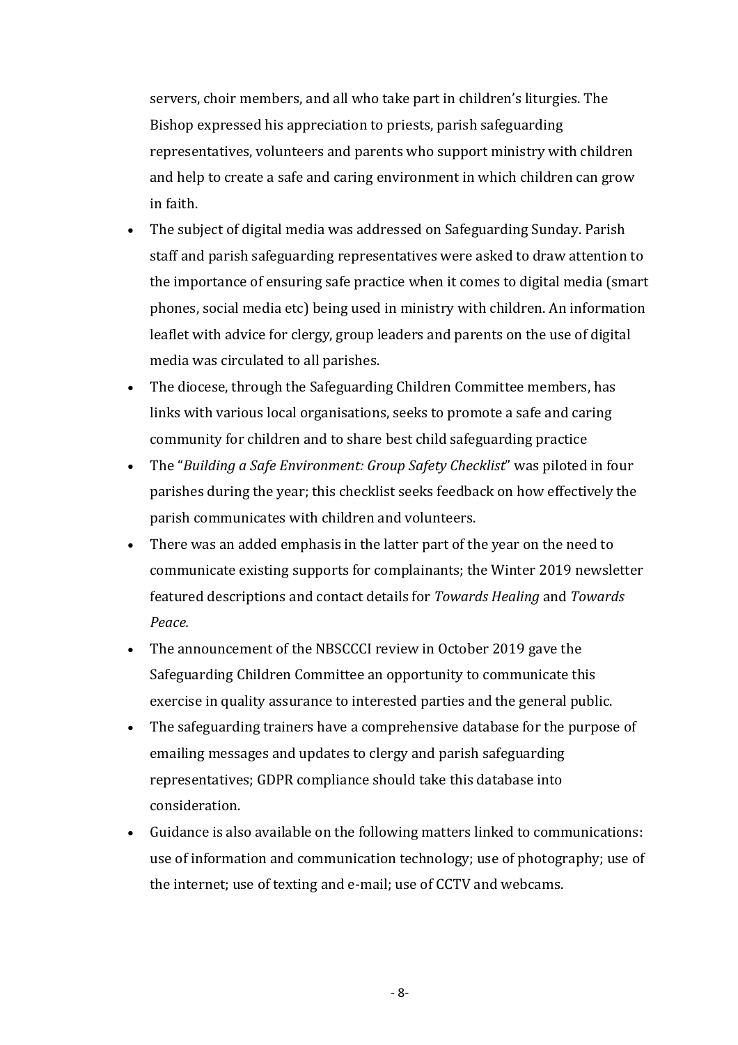servers, choir members, and all who take part in children's liturgies. The Bishop expressed his appreciation to priests, parish safeguarding representatives, volunteers and parents who support ministry with children and help to create a safe and caring environment in which children can grow in faith.

- The subject of digital media was addressed on Safeguarding Sunday. Parish staff and parish safeguarding representatives were asked to draw attention to the importance of ensuring safe practice when it comes to digital media (smart phones, social media etc) being used in ministry with children. An information leaflet with advice for clergy, group leaders and parents on the use of digital media was circulated to all parishes.
- The diocese, through the Safeguarding Children Committee members, has links with various local organisations, seeks to promote a safe and caring community for children and to share best child safeguarding practice
- The "*Building a Safe Environment: Group Safety Checklist*" was piloted in four parishes during the year; this checklist seeks feedback on how effectively the parish communicates with children and volunteers.
- There was an added emphasis in the latter part of the year on the need to communicate existing supports for complainants; the Winter 2019 newsletter featured descriptions and contact details for *Towards Healing* and *Towards Peace.*
- The announcement of the NBSCCCI review in October 2019 gave the Safeguarding Children Committee an opportunity to communicate this exercise in quality assurance to interested parties and the general public.
- The safeguarding trainers have a comprehensive database for the purpose of emailing messages and updates to clergy and parish safeguarding representatives; GDPR compliance should take this database into consideration.
- Guidance is also available on the following matters linked to communications: use of information and communication technology; use of photography; use of the internet; use of texting and e-mail; use of CCTV and webcams.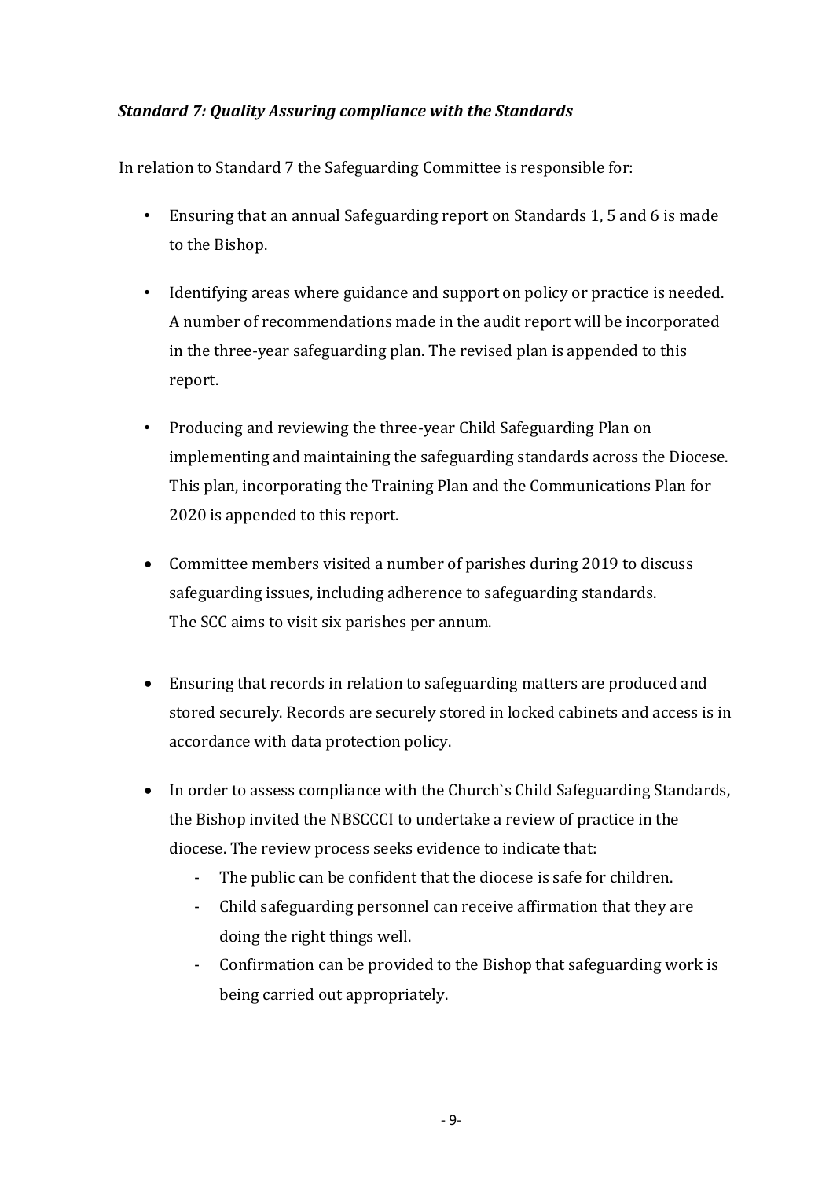### *Standard 7: Quality Assuring compliance with the Standards*

In relation to Standard 7 the Safeguarding Committee is responsible for:

- Ensuring that an annual Safeguarding report on Standards 1, 5 and 6 is made to the Bishop.
- Identifying areas where guidance and support on policy or practice is needed. A number of recommendations made in the audit report will be incorporated in the three-year safeguarding plan. The revised plan is appended to this report.
- Producing and reviewing the three-year Child Safeguarding Plan on implementing and maintaining the safeguarding standards across the Diocese. This plan, incorporating the Training Plan and the Communications Plan for 2020 is appended to this report.
- Committee members visited a number of parishes during 2019 to discuss safeguarding issues, including adherence to safeguarding standards. The SCC aims to visit six parishes per annum.
- Ensuring that records in relation to safeguarding matters are produced and stored securely. Records are securely stored in locked cabinets and access is in accordance with data protection policy.
- In order to assess compliance with the Church`s Child Safeguarding Standards, the Bishop invited the NBSCCCI to undertake a review of practice in the diocese. The review process seeks evidence to indicate that:
  - The public can be confident that the diocese is safe for children.
  - Child safeguarding personnel can receive affirmation that they are doing the right things well.
  - Confirmation can be provided to the Bishop that safeguarding work is being carried out appropriately.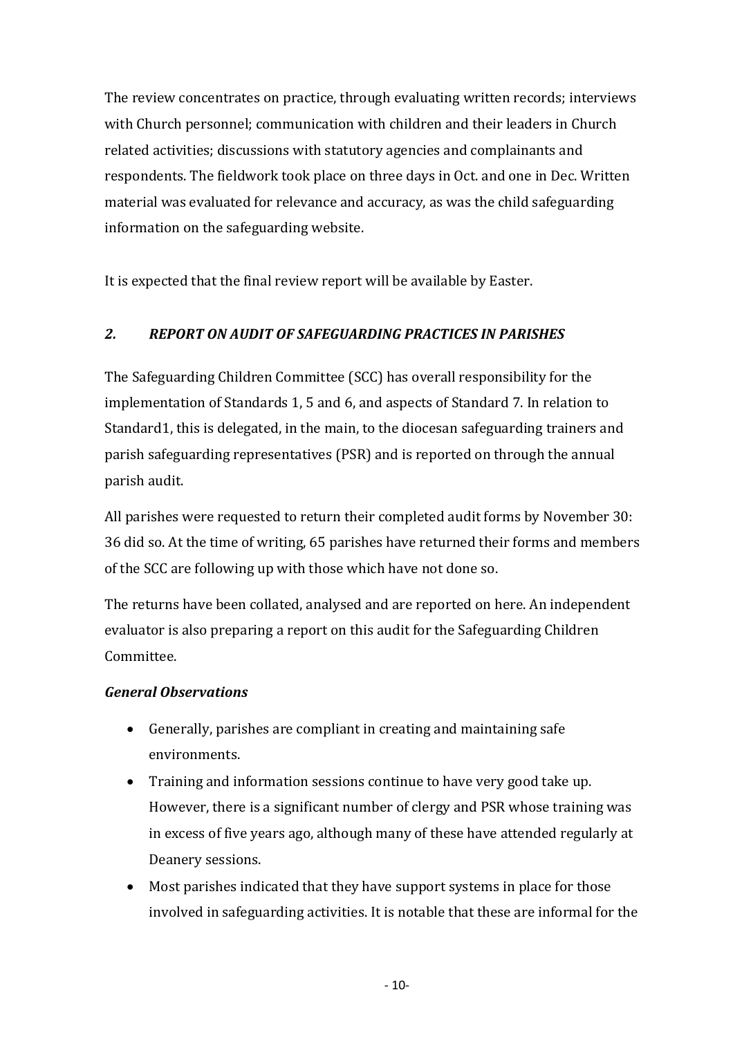The review concentrates on practice, through evaluating written records; interviews with Church personnel; communication with children and their leaders in Church related activities; discussions with statutory agencies and complainants and respondents. The fieldwork took place on three days in Oct. and one in Dec. Written material was evaluated for relevance and accuracy, as was the child safeguarding information on the safeguarding website.

It is expected that the final review report will be available by Easter.

## *2. REPORT ON AUDIT OF SAFEGUARDING PRACTICES IN PARISHES*

The Safeguarding Children Committee (SCC) has overall responsibility for the implementation of Standards 1, 5 and 6, and aspects of Standard 7. In relation to Standard1, this is delegated, in the main, to the diocesan safeguarding trainers and parish safeguarding representatives (PSR) and is reported on through the annual parish audit.

All parishes were requested to return their completed audit forms by November 30: 36 did so. At the time of writing, 65 parishes have returned their forms and members of the SCC are following up with those which have not done so.

The returns have been collated, analysed and are reported on here. An independent evaluator is also preparing a report on this audit for the Safeguarding Children Committee.

### *General Observations*

- Generally, parishes are compliant in creating and maintaining safe environments.
- Training and information sessions continue to have very good take up. However, there is a significant number of clergy and PSR whose training was in excess of five years ago, although many of these have attended regularly at Deanery sessions.
- Most parishes indicated that they have support systems in place for those involved in safeguarding activities. It is notable that these are informal for the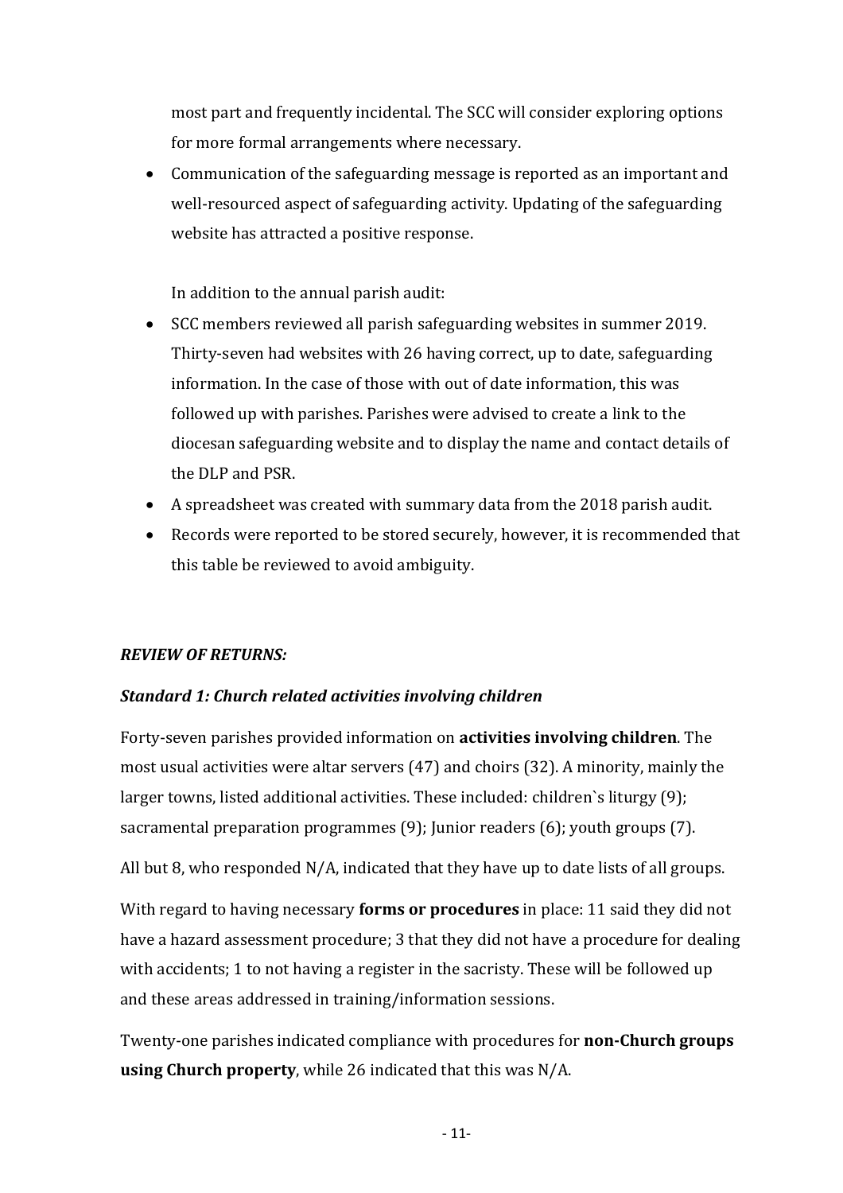most part and frequently incidental. The SCC will consider exploring options for more formal arrangements where necessary.

- Communication of the safeguarding message is reported as an important and well-resourced aspect of safeguarding activity. Updating of the safeguarding website has attracted a positive response.

  In addition to the annual parish audit:

- SCC members reviewed all parish safeguarding websites in summer 2019. Thirty-seven had websites with 26 having correct, up to date, safeguarding information. In the case of those with out of date information, this was followed up with parishes. Parishes were advised to create a link to the diocesan safeguarding website and to display the name and contact details of the DLP and PSR.
- A spreadsheet was created with summary data from the 2018 parish audit.
- Records were reported to be stored securely, however, it is recommended that this table be reviewed to avoid ambiguity.

***REVIEW OF RETURNS:***

***Standard 1: Church related activities involving children***

Forty-seven parishes provided information on **activities involving children**. The most usual activities were altar servers (47) and choirs (32). A minority, mainly the larger towns, listed additional activities. These included: children`s liturgy (9); sacramental preparation programmes (9); Junior readers (6); youth groups (7).

All but 8, who responded N/A, indicated that they have up to date lists of all groups.

With regard to having necessary **forms or procedures** in place: 11 said they did not have a hazard assessment procedure; 3 that they did not have a procedure for dealing with accidents; 1 to not having a register in the sacristy. These will be followed up and these areas addressed in training/information sessions.

Twenty-one parishes indicated compliance with procedures for **non-Church groups using Church property**, while 26 indicated that this was N/A.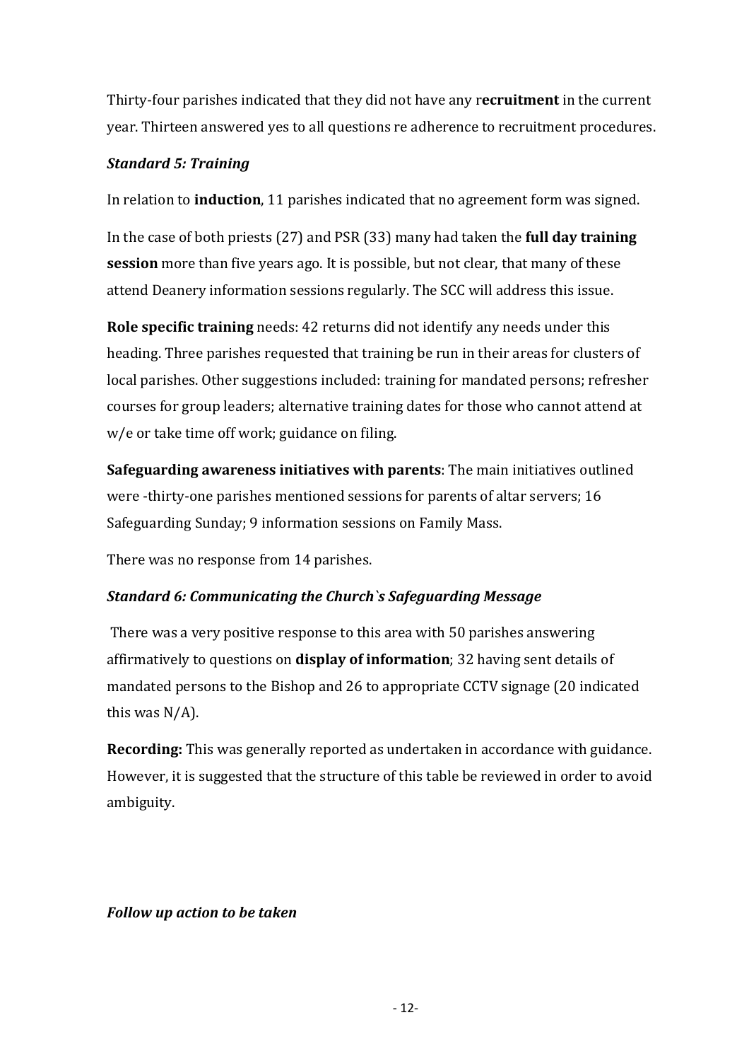Thirty-four parishes indicated that they did not have any r**ecruitment** in the current year. Thirteen answered yes to all questions re adherence to recruitment procedures.

***Standard 5: Training***

In relation to **induction**, 11 parishes indicated that no agreement form was signed.

In the case of both priests (27) and PSR (33) many had taken the **full day training session** more than five years ago. It is possible, but not clear, that many of these attend Deanery information sessions regularly. The SCC will address this issue.

**Role specific training** needs: 42 returns did not identify any needs under this heading. Three parishes requested that training be run in their areas for clusters of local parishes. Other suggestions included: training for mandated persons; refresher courses for group leaders; alternative training dates for those who cannot attend at w/e or take time off work; guidance on filing.

**Safeguarding awareness initiatives with parents**: The main initiatives outlined were -thirty-one parishes mentioned sessions for parents of altar servers; 16 Safeguarding Sunday; 9 information sessions on Family Mass.

There was no response from 14 parishes.

***Standard 6: Communicating the Church`s Safeguarding Message***

There was a very positive response to this area with 50 parishes answering affirmatively to questions on **display of information**; 32 having sent details of mandated persons to the Bishop and 26 to appropriate CCTV signage (20 indicated this was N/A).

**Recording:** This was generally reported as undertaken in accordance with guidance. However, it is suggested that the structure of this table be reviewed in order to avoid ambiguity.

***Follow up action to be taken***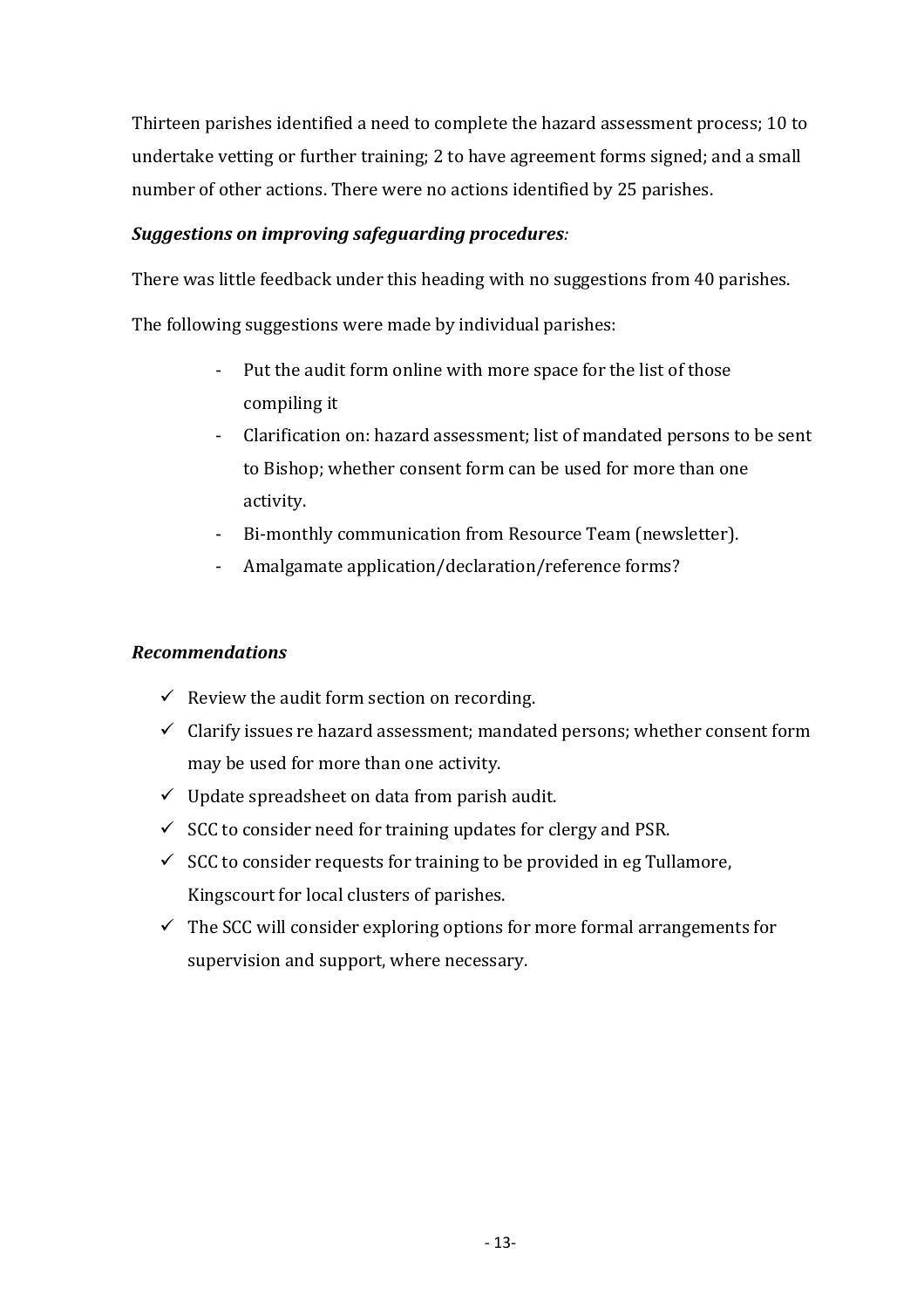Thirteen parishes identified a need to complete the hazard assessment process; 10 to undertake vetting or further training; 2 to have agreement forms signed; and a small number of other actions. There were no actions identified by 25 parishes.

***Suggestions on improving safeguarding procedures**:*

There was little feedback under this heading with no suggestions from 40 parishes.

The following suggestions were made by individual parishes:

- Put the audit form online with more space for the list of those compiling it
- Clarification on: hazard assessment; list of mandated persons to be sent to Bishop; whether consent form can be used for more than one activity.
- Bi-monthly communication from Resource Team (newsletter).
- Amalgamate application/declaration/reference forms?

***Recommendations***

- ✓ Review the audit form section on recording.
- ✓ Clarify issues re hazard assessment; mandated persons; whether consent form may be used for more than one activity.
- ✓ Update spreadsheet on data from parish audit.
- ✓ SCC to consider need for training updates for clergy and PSR.
- ✓ SCC to consider requests for training to be provided in eg Tullamore, Kingscourt for local clusters of parishes.
- ✓ The SCC will consider exploring options for more formal arrangements for supervision and support, where necessary.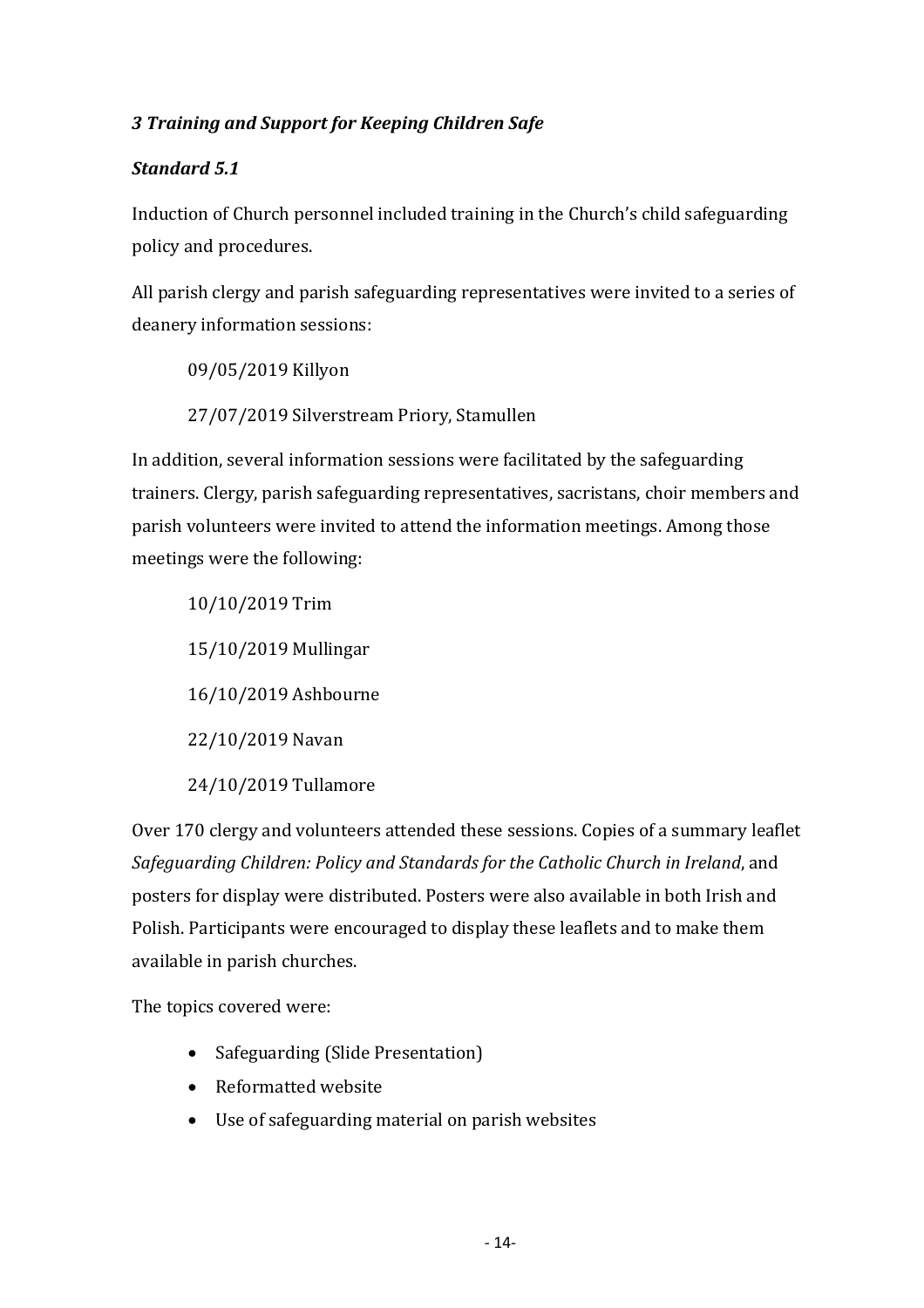### *3 Training and Support for Keeping Children Safe*

### *Standard 5.1*

Induction of Church personnel included training in the Church's child safeguarding policy and procedures.

All parish clergy and parish safeguarding representatives were invited to a series of deanery information sessions:

09/05/2019 Killyon

27/07/2019 Silverstream Priory, Stamullen

In addition, several information sessions were facilitated by the safeguarding trainers. Clergy, parish safeguarding representatives, sacristans, choir members and parish volunteers were invited to attend the information meetings. Among those meetings were the following:

10/10/2019 Trim

15/10/2019 Mullingar

16/10/2019 Ashbourne

22/10/2019 Navan

24/10/2019 Tullamore

Over 170 clergy and volunteers attended these sessions. Copies of a summary leaflet *Safeguarding Children: Policy and Standards for the Catholic Church in Ireland*, and posters for display were distributed. Posters were also available in both Irish and Polish. Participants were encouraged to display these leaflets and to make them available in parish churches.

The topics covered were:

- Safeguarding (Slide Presentation)
- Reformatted website
- Use of safeguarding material on parish websites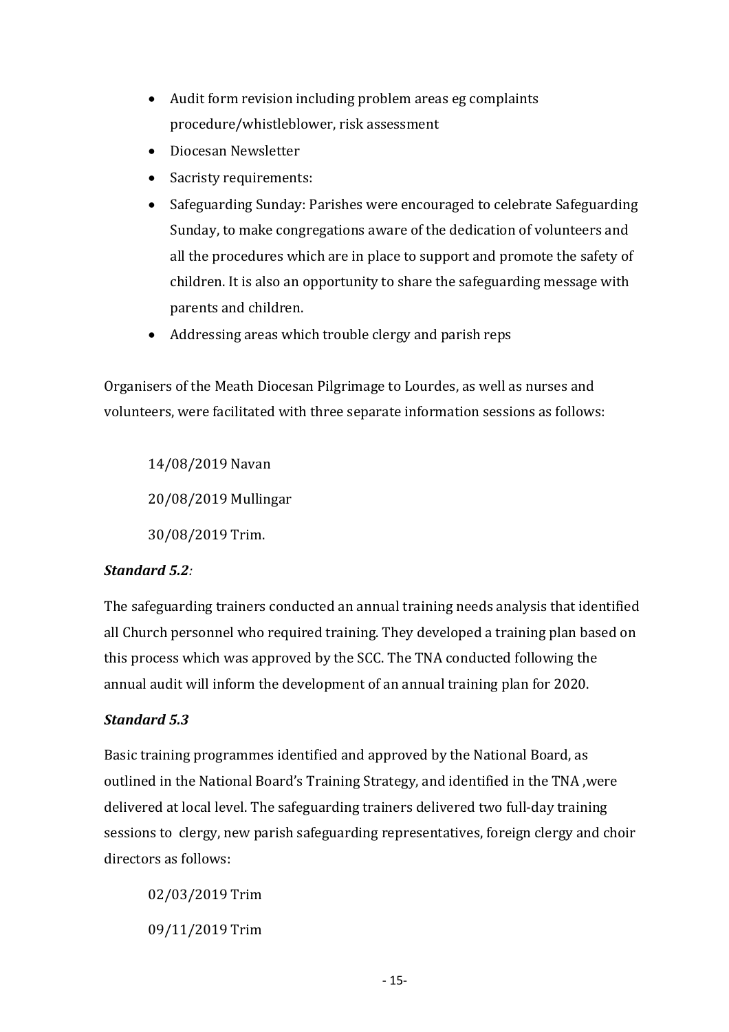- Audit form revision including problem areas eg complaints procedure/whistleblower, risk assessment
- Diocesan Newsletter
- Sacristy requirements:
- Safeguarding Sunday: Parishes were encouraged to celebrate Safeguarding Sunday, to make congregations aware of the dedication of volunteers and all the procedures which are in place to support and promote the safety of children. It is also an opportunity to share the safeguarding message with parents and children.
- Addressing areas which trouble clergy and parish reps

Organisers of the Meath Diocesan Pilgrimage to Lourdes, as well as nurses and volunteers, were facilitated with three separate information sessions as follows:

14/08/2019 Navan

20/08/2019 Mullingar

30/08/2019 Trim.

***Standard 5.2:***

The safeguarding trainers conducted an annual training needs analysis that identified all Church personnel who required training. They developed a training plan based on this process which was approved by the SCC. The TNA conducted following the annual audit will inform the development of an annual training plan for 2020.

***Standard 5.3***

Basic training programmes identified and approved by the National Board, as outlined in the National Board's Training Strategy, and identified in the TNA ,were delivered at local level. The safeguarding trainers delivered two full-day training sessions to clergy, new parish safeguarding representatives, foreign clergy and choir directors as follows:

02/03/2019 Trim

09/11/2019 Trim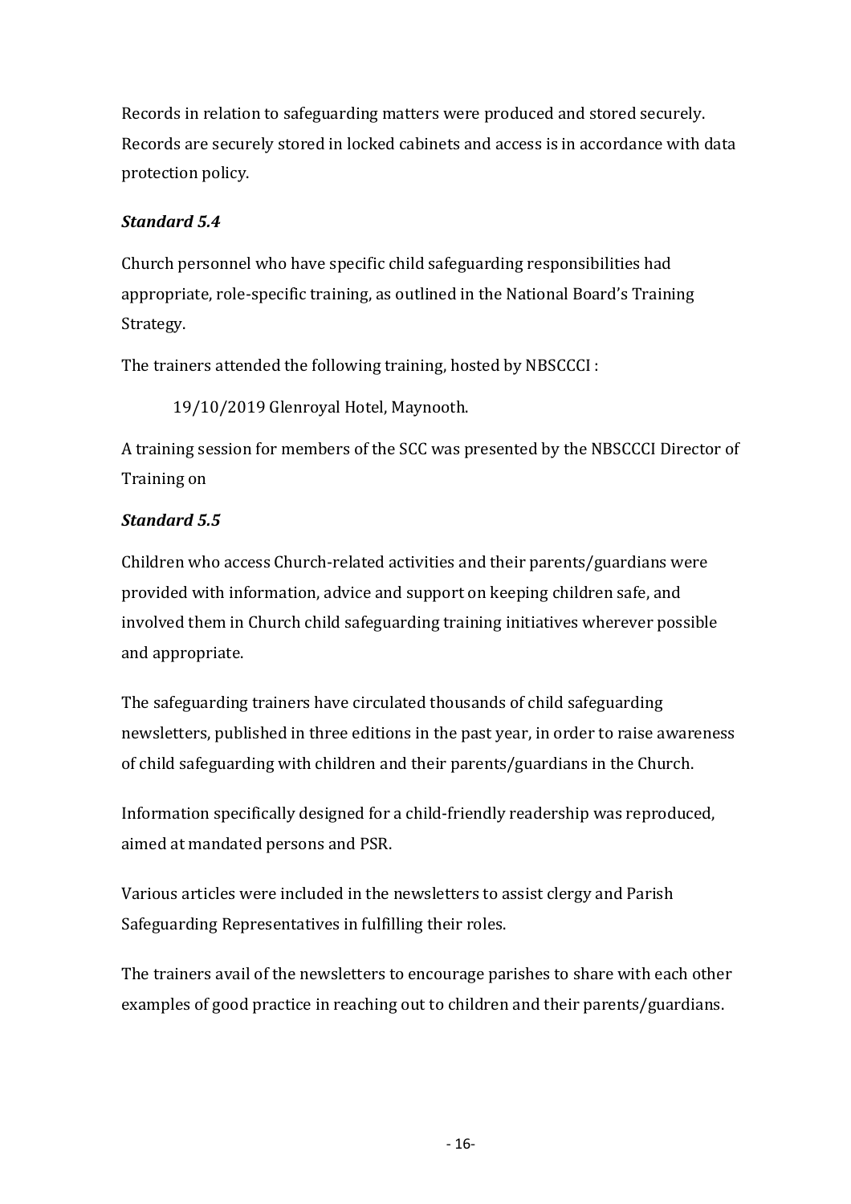Records in relation to safeguarding matters were produced and stored securely. Records are securely stored in locked cabinets and access is in accordance with data protection policy.

***Standard 5.4***

Church personnel who have specific child safeguarding responsibilities had appropriate, role-specific training, as outlined in the National Board's Training Strategy.

The trainers attended the following training, hosted by NBSCCCI :

> 19/10/2019 Glenroyal Hotel, Maynooth.

A training session for members of the SCC was presented by the NBSCCCI Director of Training on

***Standard 5.5***

Children who access Church-related activities and their parents/guardians were provided with information, advice and support on keeping children safe, and involved them in Church child safeguarding training initiatives wherever possible and appropriate.

The safeguarding trainers have circulated thousands of child safeguarding newsletters, published in three editions in the past year, in order to raise awareness of child safeguarding with children and their parents/guardians in the Church.

Information specifically designed for a child-friendly readership was reproduced, aimed at mandated persons and PSR.

Various articles were included in the newsletters to assist clergy and Parish Safeguarding Representatives in fulfilling their roles.

The trainers avail of the newsletters to encourage parishes to share with each other examples of good practice in reaching out to children and their parents/guardians.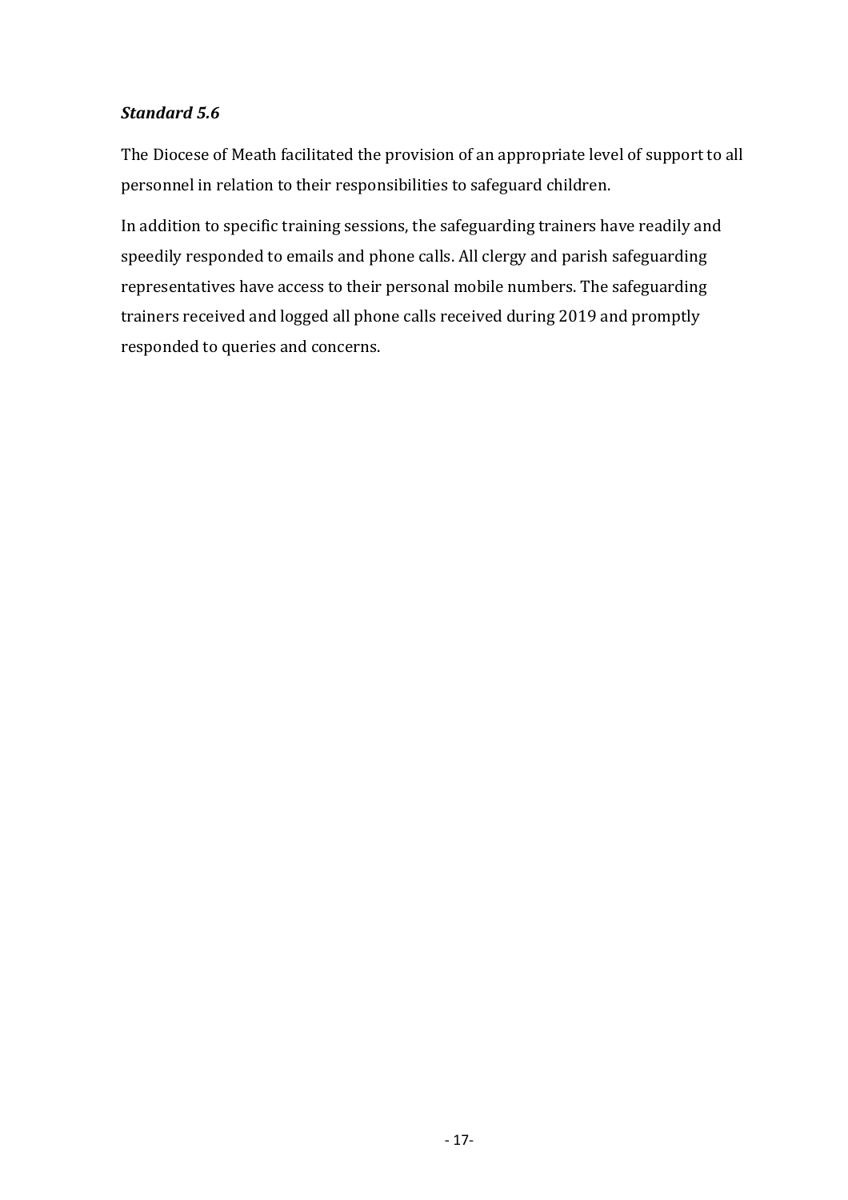***Standard 5.6***

The Diocese of Meath facilitated the provision of an appropriate level of support to all personnel in relation to their responsibilities to safeguard children.

In addition to specific training sessions, the safeguarding trainers have readily and speedily responded to emails and phone calls. All clergy and parish safeguarding representatives have access to their personal mobile numbers. The safeguarding trainers received and logged all phone calls received during 2019 and promptly responded to queries and concerns.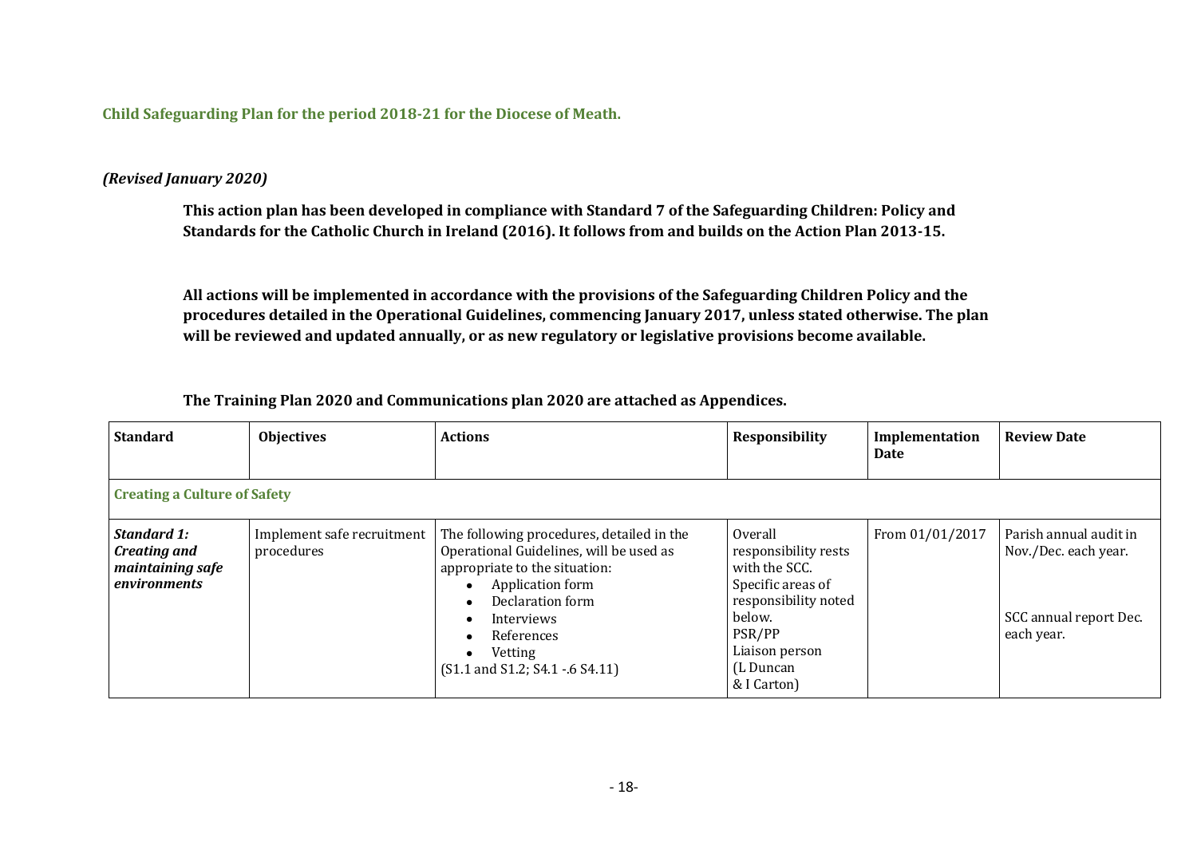**Child Safeguarding Plan for the period 2018-21 for the Diocese of Meath.**

***(Revised January 2020)***

**This action plan has been developed in compliance with Standard 7 of the Safeguarding Children: Policy and Standards for the Catholic Church in Ireland (2016). It follows from and builds on the Action Plan 2013-15.**

**All actions will be implemented in accordance with the provisions of the Safeguarding Children Policy and the procedures detailed in the Operational Guidelines, commencing January 2017, unless stated otherwise. The plan will be reviewed and updated annually, or as new regulatory or legislative provisions become available.**

**The Training Plan 2020 and Communications plan 2020 are attached as Appendices.**

| Standard | Objectives | Actions | Responsibility | Implementation Date | Review Date |
|---|---|---|---|---|---|
| **Creating a Culture of Safety** | | | | | |
| ***Standard 1: Creating and maintaining safe environments*** | Implement safe recruitment procedures | The following procedures, detailed in the Operational Guidelines, will be used as appropriate to the situation:<br>• Application form<br>• Declaration form<br>• Interviews<br>• References<br>• Vetting<br>(S1.1 and S1.2; S4.1 -.6 S4.11) | Overall responsibility rests with the SCC. Specific areas of responsibility noted below.<br>PSR/PP<br>Liaison person<br>(L Duncan & I Carton) | From 01/01/2017 | Parish annual audit in Nov./Dec. each year.<br><br>SCC annual report Dec. each year. |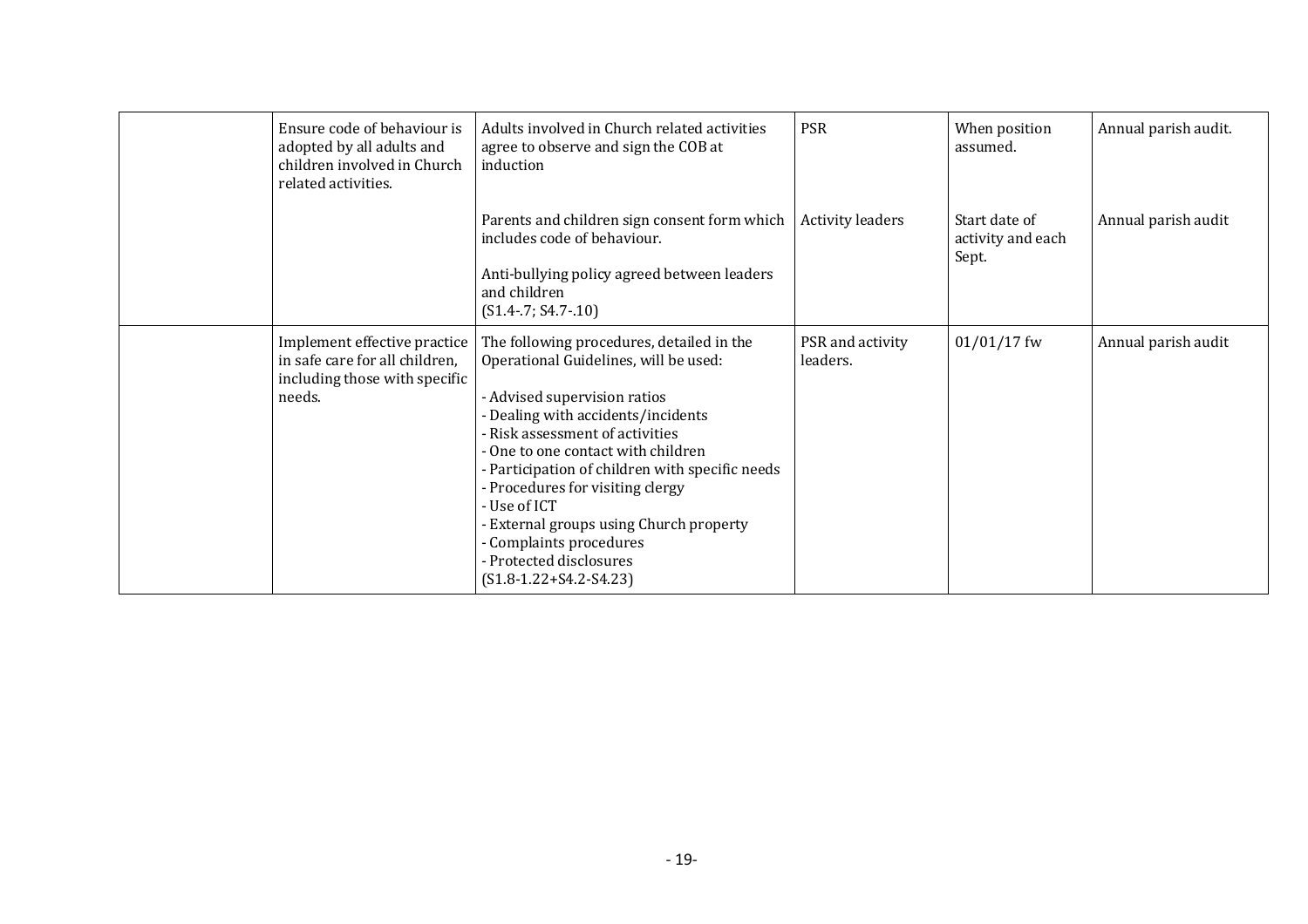| | | | | | |
|---|---|---|---|---|---|
| | Ensure code of behaviour is adopted by all adults and children involved in Church related activities. | Adults involved in Church related activities agree to observe and sign the COB at induction | PSR | When position assumed. | Annual parish audit. |
| | | Parents and children sign consent form which includes code of behaviour.<br><br>Anti-bullying policy agreed between leaders and children<br>(S1.4-.7; S4.7-.10) | Activity leaders | Start date of activity and each Sept. | Annual parish audit |
| | Implement effective practice in safe care for all children, including those with specific needs. | The following procedures, detailed in the Operational Guidelines, will be used:<br><br>- Advised supervision ratios<br>- Dealing with accidents/incidents<br>- Risk assessment of activities<br>- One to one contact with children<br>- Participation of children with specific needs<br>- Procedures for visiting clergy<br>- Use of ICT<br>- External groups using Church property<br>- Complaints procedures<br>- Protected disclosures<br>(S1.8-1.22+S4.2-S4.23) | PSR and activity leaders. | 01/01/17 fw | Annual parish audit |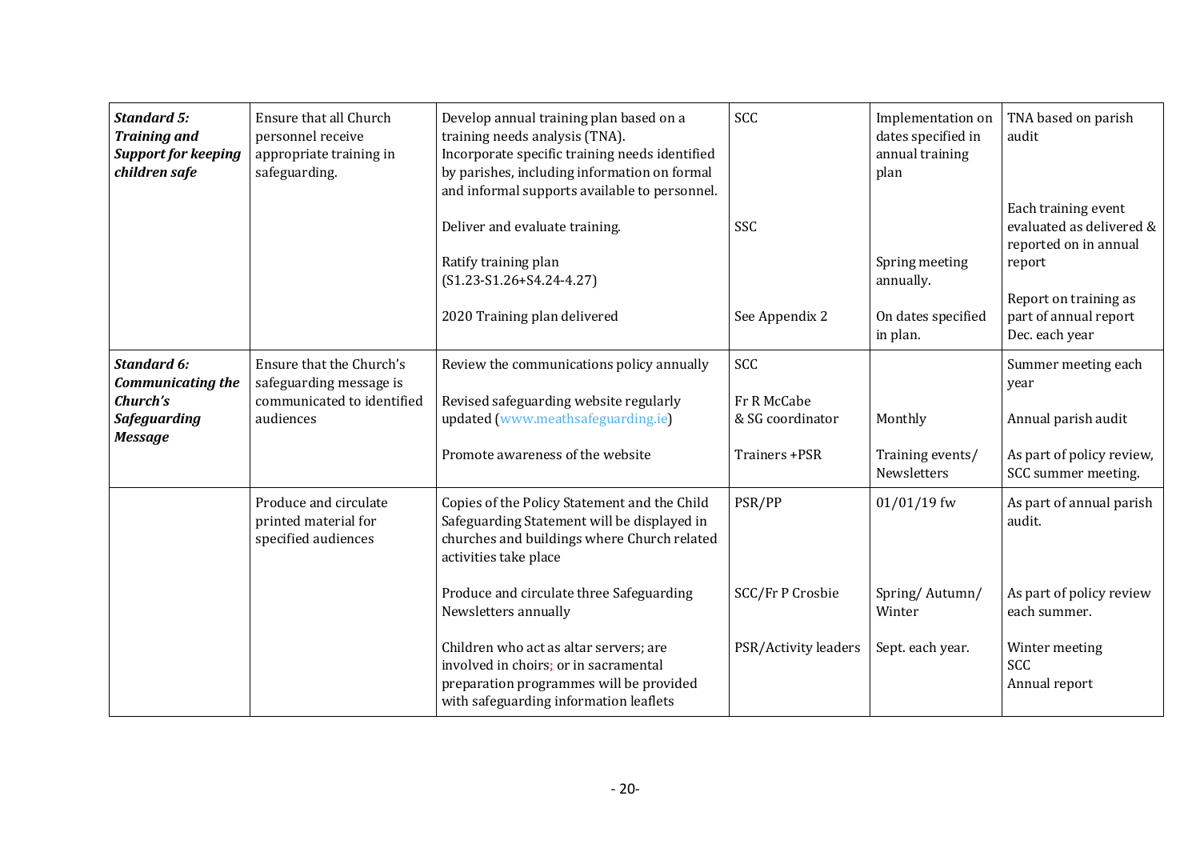| ***Standard 5: Training and Support for keeping children safe*** | Ensure that all Church personnel receive appropriate training in safeguarding. | Develop annual training plan based on a training needs analysis (TNA). Incorporate specific training needs identified by parishes, including information on formal and informal supports available to personnel. | SCC | Implementation on dates specified in annual training plan | TNA based on parish audit |
|---|---|---|---|---|---|
| | | Deliver and evaluate training. | SSC | | Each training event evaluated as delivered & reported on in annual report |
| | | Ratify training plan (S1.23-S1.26+S4.24-4.27) | | Spring meeting annually. | |
| | | 2020 Training plan delivered | See Appendix 2 | On dates specified in plan. | Report on training as part of annual report Dec. each year |
| ***Standard 6: Communicating the Church's Safeguarding Message*** | Ensure that the Church's safeguarding message is communicated to identified audiences | Review the communications policy annually | SCC | | Summer meeting each year |
| | | Revised safeguarding website regularly updated (www.meathsafeguarding.ie) | Fr R McCabe & SG coordinator | Monthly | Annual parish audit |
| | | Promote awareness of the website | Trainers +PSR | Training events/ Newsletters | As part of policy review, SCC summer meeting. |
| | Produce and circulate printed material for specified audiences | Copies of the Policy Statement and the Child Safeguarding Statement will be displayed in churches and buildings where Church related activities take place | PSR/PP | 01/01/19 fw | As part of annual parish audit. |
| | | Produce and circulate three Safeguarding Newsletters annually | SCC/Fr P Crosbie | Spring/ Autumn/ Winter | As part of policy review each summer. |
| | | Children who act as altar servers; are involved in choirs; or in sacramental preparation programmes will be provided with safeguarding information leaflets | PSR/Activity leaders | Sept. each year. | Winter meeting SCC Annual report |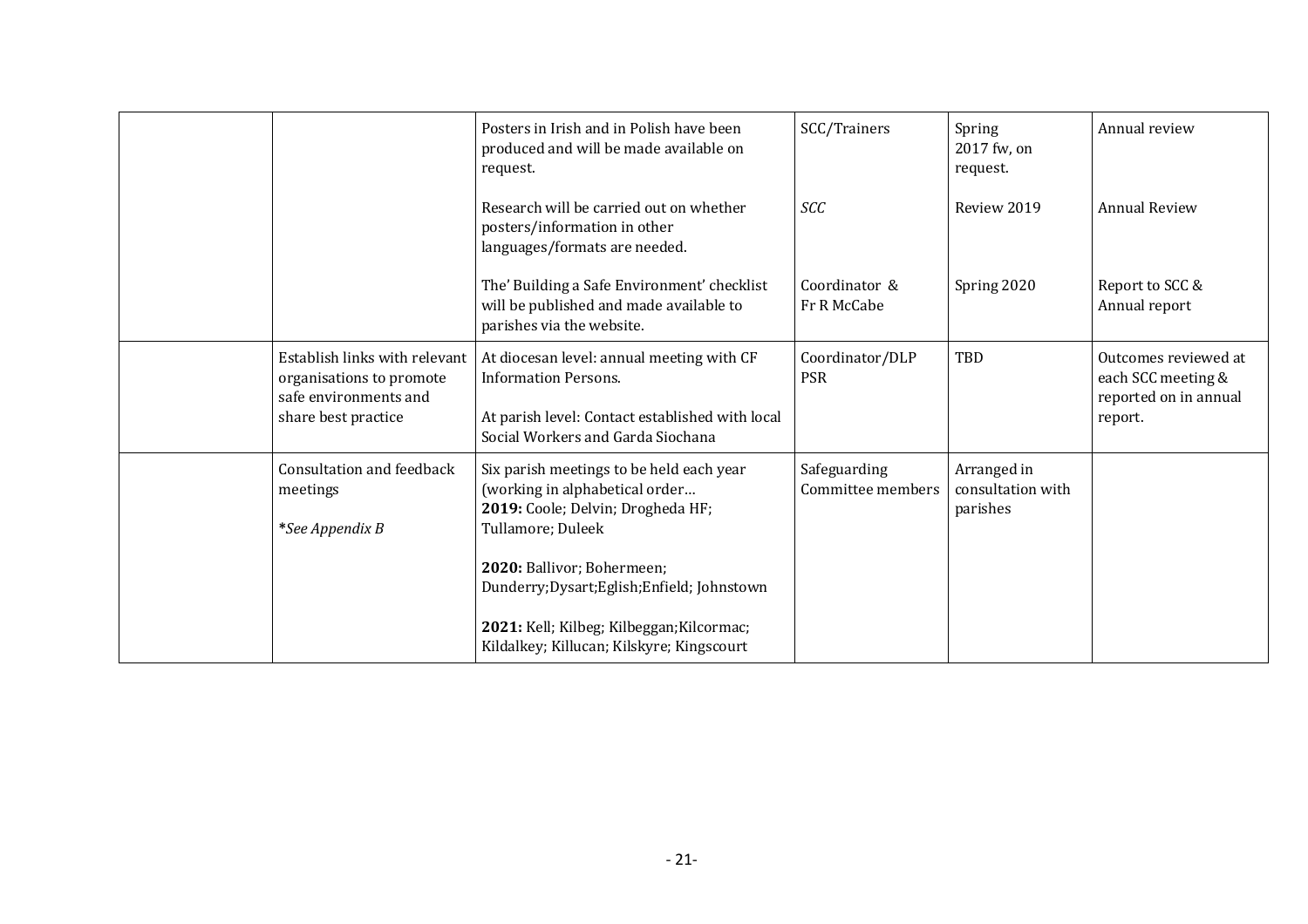| | | | | | |
|---|---|---|---|---|---|
| | | Posters in Irish and in Polish have been produced and will be made available on request.<br><br>Research will be carried out on whether posters/information in other languages/formats are needed.<br><br>The' Building a Safe Environment' checklist will be published and made available to parishes via the website. | SCC/Trainers<br><br>*SCC*<br><br>Coordinator & Fr R McCabe | Spring 2017 fw, on request.<br><br>Review 2019<br><br>Spring 2020 | Annual review<br><br>Annual Review<br><br>Report to SCC & Annual report |
| | Establish links with relevant organisations to promote safe environments and share best practice | At diocesan level: annual meeting with CF Information Persons.<br><br>At parish level: Contact established with local Social Workers and Garda Siochana | Coordinator/DLP PSR | TBD | Outcomes reviewed at each SCC meeting & reported on in annual report. |
| | Consultation and feedback meetings<br><br>**See Appendix B* | Six parish meetings to be held each year (working in alphabetical order…<br>**2019:** Coole; Delvin; Drogheda HF; Tullamore; Duleek<br><br>**2020:** Ballivor; Bohermeen; Dunderry;Dysart;Eglish;Enfield; Johnstown<br><br>**2021:** Kell; Kilbeg; Kilbeggan;Kilcormac; Kildalkey; Killucan; Kilskyre; Kingscourt | Safeguarding Committee members | Arranged in consultation with parishes | |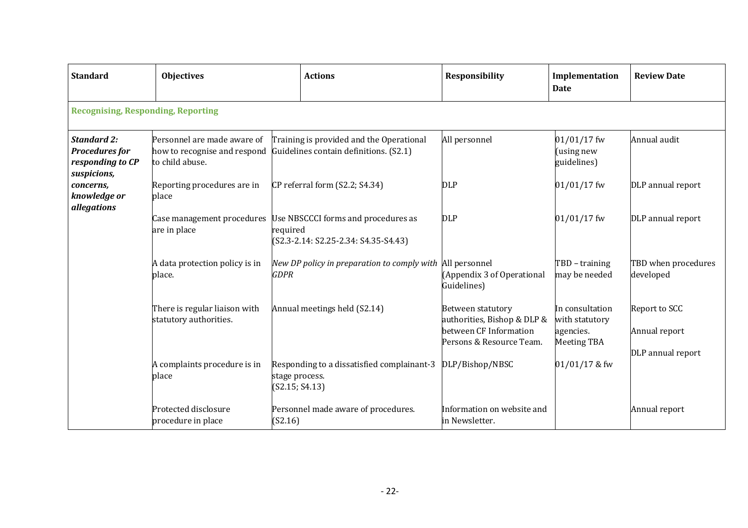| Standard | Objectives | Actions | Responsibility | Implementation Date | Review Date |
|---|---|---|---|---|---|
| **Recognising, Responding, Reporting** | | | | | |
| ***Standard 2: Procedures for responding to CP suspicions, concerns, knowledge or allegations*** | Personnel are made aware of how to recognise and respond to child abuse. | Training is provided and the Operational Guidelines contain definitions. (S2.1) | All personnel | 01/01/17 fw (using new guidelines) | Annual audit |
| | Reporting procedures are in place | CP referral form (S2.2; S4.34) | DLP | 01/01/17 fw | DLP annual report |
| | Case management procedures are in place | Use NBSCCCI forms and procedures as required (S2.3-2.14: S2.25-2.34: S4.35-S4.43) | DLP | 01/01/17 fw | DLP annual report |
| | A data protection policy is in place. | *New DP policy in preparation to comply with GDPR* | All personnel (Appendix 3 of Operational Guidelines) | TBD – training may be needed | TBD when procedures developed |
| | There is regular liaison with statutory authorities. | Annual meetings held (S2.14) | Between statutory authorities, Bishop & DLP & between CF Information Persons & Resource Team. | In consultation with statutory agencies. Meeting TBA | Report to SCC<br>Annual report<br>DLP annual report |
| | A complaints procedure is in place | Responding to a dissatisfied complainant-3 stage process. (S2.15; S4.13) | DLP/Bishop/NBSC | 01/01/17 & fw | |
| | Protected disclosure procedure in place | Personnel made aware of procedures. (S2.16) | Information on website and in Newsletter. | | Annual report |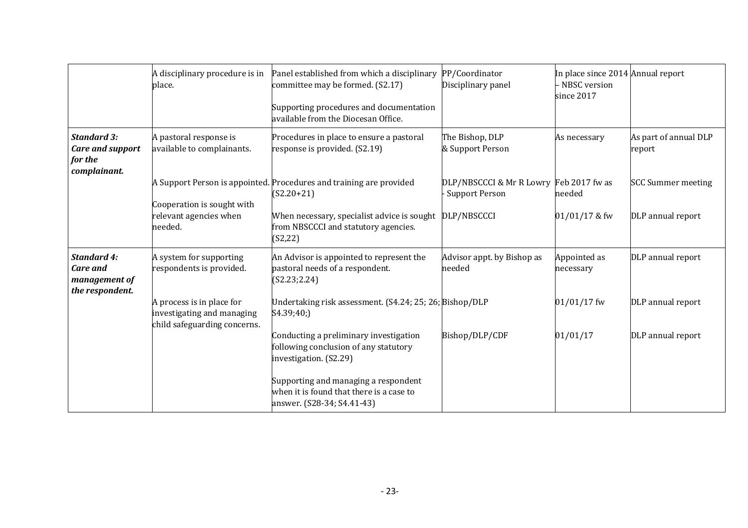| | | | | | |
|---|---|---|---|---|---|
| | A disciplinary procedure is in place. | Panel established from which a disciplinary committee may be formed. (S2.17)<br><br>Supporting procedures and documentation available from the Diocesan Office. | PP/Coordinator<br>Disciplinary panel | In place since 2014 – NBSC version since 2017 | Annual report |
| ***Standard 3: Care and support for the complainant.*** | A pastoral response is available to complainants. | Procedures in place to ensure a pastoral response is provided. (S2.19) | The Bishop, DLP & Support Person | As necessary | As part of annual DLP report |
| | A Support Person is appointed. | Procedures and training are provided (S2.20+21) | DLP/NBSCCCI & Mr R Lowry - Support Person | Feb 2017 fw as needed | SCC Summer meeting |
| | Cooperation is sought with relevant agencies when needed. | When necessary, specialist advice is sought from NBSCCCI and statutory agencies. (S2,22) | DLP/NBSCCCI | 01/01/17 & fw | DLP annual report |
| ***Standard 4: Care and management of the respondent.*** | A system for supporting respondents is provided. | An Advisor is appointed to represent the pastoral needs of a respondent. (S2.23;2.24) | Advisor appt. by Bishop as needed | Appointed as necessary | DLP annual report |
| | A process is in place for investigating and managing child safeguarding concerns. | Undertaking risk assessment. (S4.24; 25; 26; S4.39;40;) | Bishop/DLP | 01/01/17 fw | DLP annual report |
| | | Conducting a preliminary investigation following conclusion of any statutory investigation. (S2.29) | Bishop/DLP/CDF | 01/01/17 | DLP annual report |
| | | Supporting and managing a respondent when it is found that there is a case to answer. (S28-34; S4.41-43) | | | |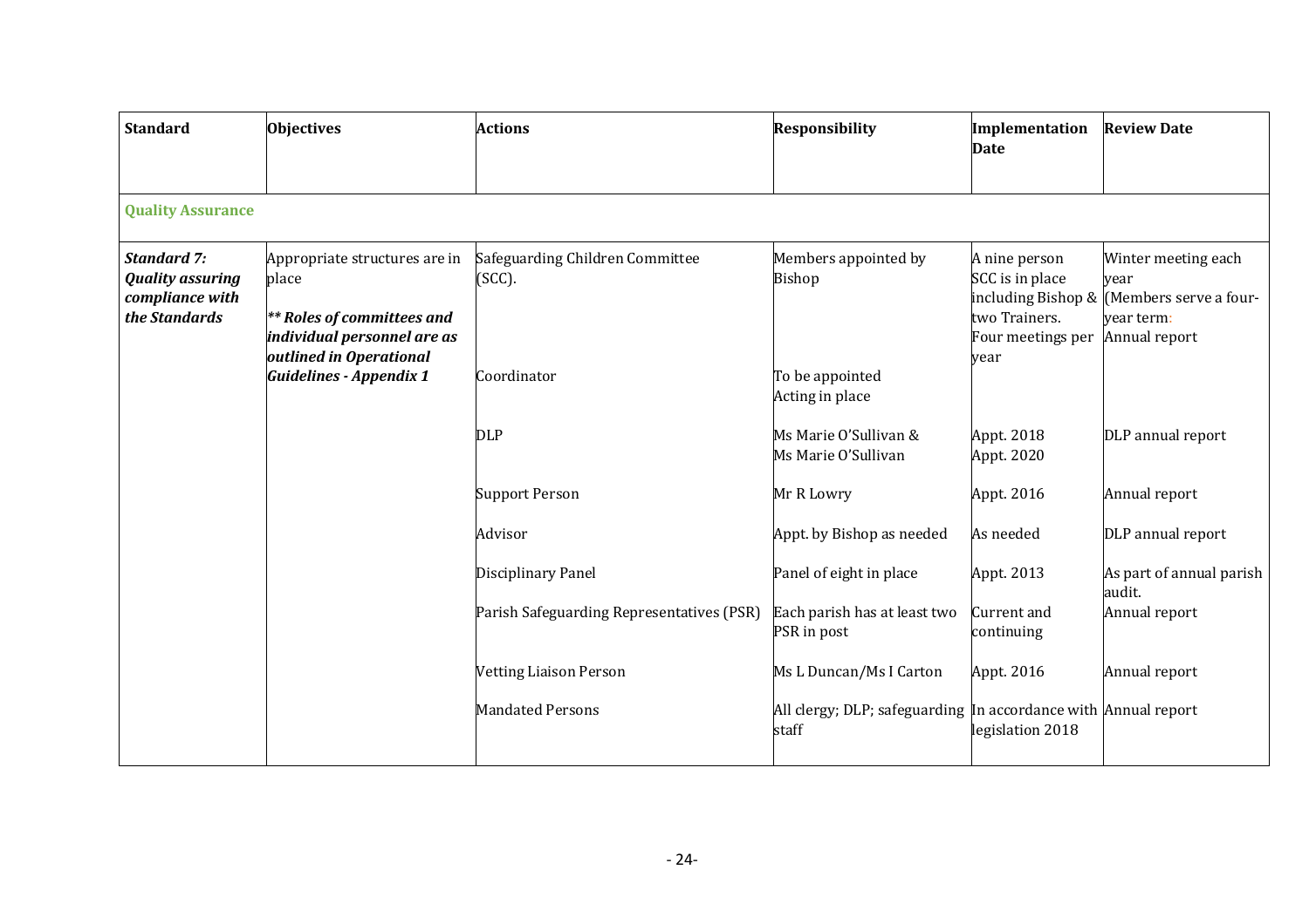| Standard | Objectives | Actions | Responsibility | Implementation Date | Review Date |
| --- | --- | --- | --- | --- | --- |
| **Quality Assurance** | | | | | |
| ***Standard 7: Quality assuring compliance with the Standards*** | Appropriate structures are in place<br><br>***** Roles of committees and individual personnel are as outlined in Operational Guidelines - Appendix 1*** | Safeguarding Children Committee (SCC). | Members appointed by Bishop | A nine person SCC is in place including Bishop & two Trainers. Four meetings per year | Winter meeting each year (Members serve a four-year term: Annual report |
| | | Coordinator | To be appointed Acting in place | | |
| | | DLP | Ms Marie O'Sullivan & Ms Marie O'Sullivan | Appt. 2018 Appt. 2020 | DLP annual report |
| | | Support Person | Mr R Lowry | Appt. 2016 | Annual report |
| | | Advisor | Appt. by Bishop as needed | As needed | DLP annual report |
| | | Disciplinary Panel | Panel of eight in place | Appt. 2013 | As part of annual parish audit. |
| | | Parish Safeguarding Representatives (PSR) | Each parish has at least two PSR in post | Current and continuing | Annual report |
| | | Vetting Liaison Person | Ms L Duncan/Ms I Carton | Appt. 2016 | Annual report |
| | | Mandated Persons | All clergy; DLP; safeguarding staff | In accordance with legislation 2018 | Annual report |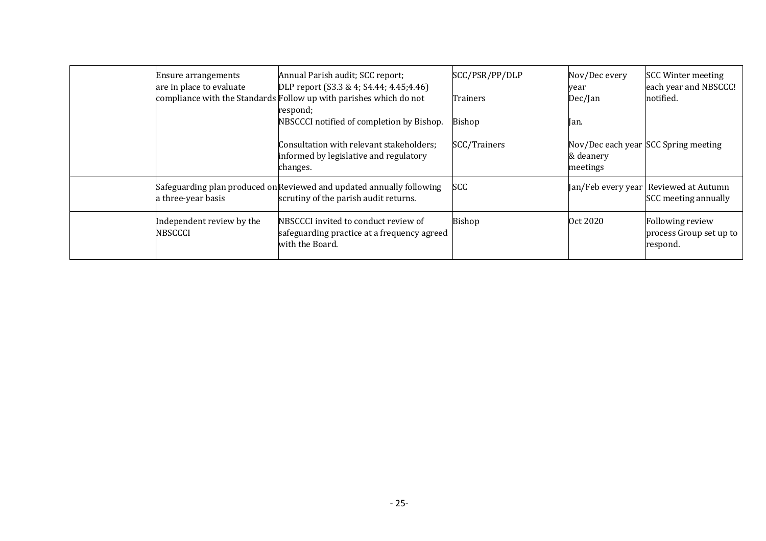| | | | | | |
|---|---|---|---|---|---|
| | Ensure arrangements are in place to evaluate compliance with the Standards | Annual Parish audit; SCC report; DLP report (S3.3 & 4; S4.44; 4.45;4.46)<br>Follow up with parishes which do not respond;<br>NBSCCCI notified of completion by Bishop.<br><br>Consultation with relevant stakeholders; informed by legislative and regulatory changes. | SCC/PSR/PP/DLP<br>Trainers<br>Bishop<br><br>SCC/Trainers | Nov/Dec every year<br>Dec/Jan<br>Jan.<br><br>Nov/Dec each year & deanery meetings | SCC Winter meeting each year and NBSCCC! notified.<br><br><br><br>SCC Spring meeting |
| | Safeguarding plan produced on a three-year basis | Reviewed and updated annually following scrutiny of the parish audit returns. | SCC | Jan/Feb every year | Reviewed at Autumn SCC meeting annually |
| | Independent review by the NBSCCCI | NBSCCCI invited to conduct review of safeguarding practice at a frequency agreed with the Board. | Bishop | Oct 2020 | Following review process Group set up to respond. |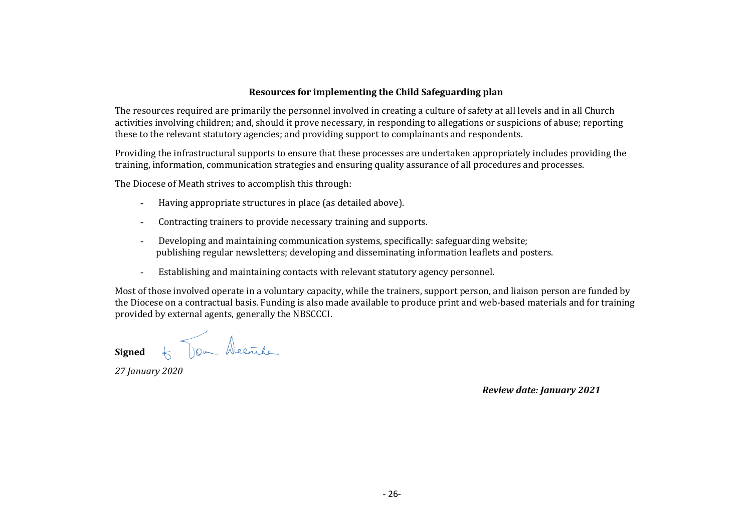## Resources for implementing the Child Safeguarding plan

The resources required are primarily the personnel involved in creating a culture of safety at all levels and in all Church activities involving children; and, should it prove necessary, in responding to allegations or suspicions of abuse; reporting these to the relevant statutory agencies; and providing support to complainants and respondents.

Providing the infrastructural supports to ensure that these processes are undertaken appropriately includes providing the training, information, communication strategies and ensuring quality assurance of all procedures and processes.

The Diocese of Meath strives to accomplish this through:

- Having appropriate structures in place (as detailed above).
- Contracting trainers to provide necessary training and supports.
- Developing and maintaining communication systems, specifically: safeguarding website; publishing regular newsletters; developing and disseminating information leaflets and posters.
- Establishing and maintaining contacts with relevant statutory agency personnel.

Most of those involved operate in a voluntary capacity, while the trainers, support person, and liaison person are funded by the Diocese on a contractual basis. Funding is also made available to produce print and web-based materials and for training provided by external agents, generally the NBSCCCI.

**Signed** + Tom Deenihan

*27 January 2020*

***Review date: January 2021***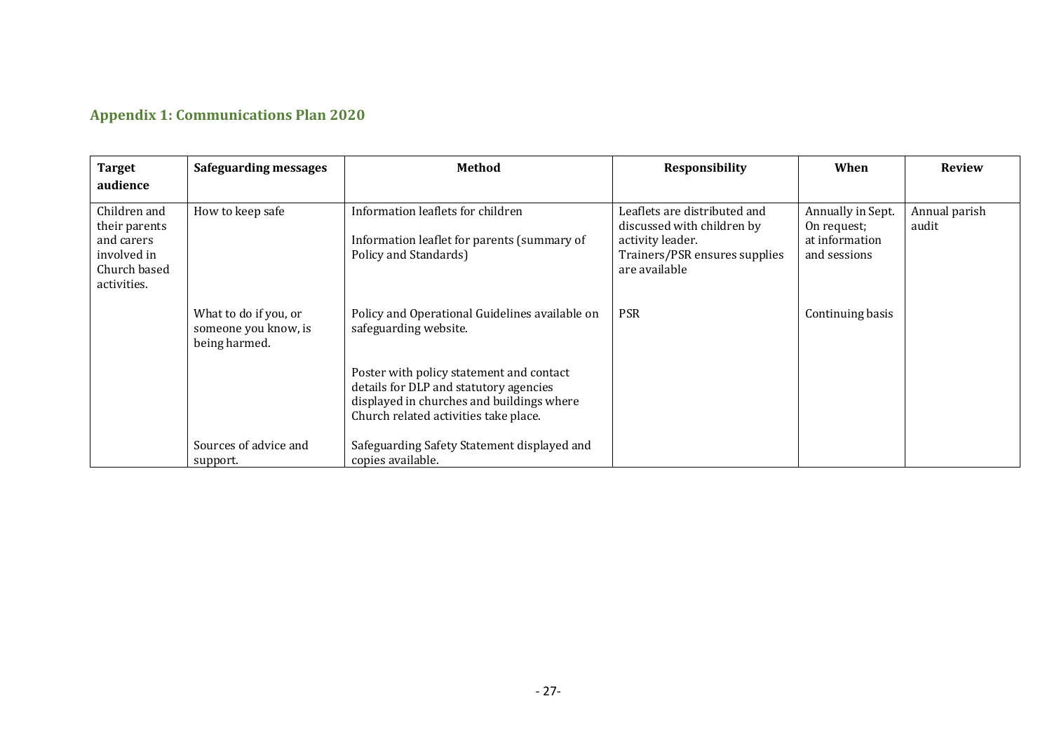## Appendix 1: Communications Plan 2020

| Target audience | Safeguarding messages | Method | Responsibility | When | Review |
|---|---|---|---|---|---|
| Children and their parents and carers involved in Church based activities. | How to keep safe | Information leaflets for children<br><br>Information leaflet for parents (summary of Policy and Standards) | Leaflets are distributed and discussed with children by activity leader.<br>Trainers/PSR ensures supplies are available | Annually in Sept.<br>On request;<br>at information and sessions | Annual parish audit |
| | What to do if you, or someone you know, is being harmed. | Policy and Operational Guidelines available on safeguarding website.<br><br>Poster with policy statement and contact details for DLP and statutory agencies displayed in churches and buildings where Church related activities take place. | PSR | Continuing basis | |
| | Sources of advice and support. | Safeguarding Safety Statement displayed and copies available. | | | |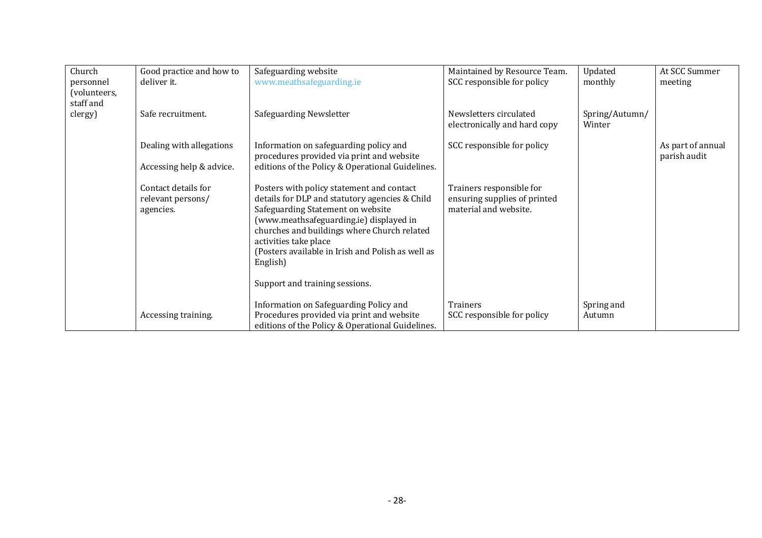| Church personnel (volunteers, staff and clergy) | Good practice and how to deliver it. | Safeguarding website www.meathsafeguarding.ie | Maintained by Resource Team. SCC responsible for policy | Updated monthly | At SCC Summer meeting |
|---|---|---|---|---|---|
| | Safe recruitment. | Safeguarding Newsletter | Newsletters circulated electronically and hard copy | Spring/Autumn/ Winter | |
| | Dealing with allegations<br><br>Accessing help & advice. | Information on safeguarding policy and procedures provided via print and website editions of the Policy & Operational Guidelines. | SCC responsible for policy | | As part of annual parish audit |
| | Contact details for relevant persons/ agencies. | Posters with policy statement and contact details for DLP and statutory agencies & Child Safeguarding Statement on website (www.meathsafeguarding.ie) displayed in churches and buildings where Church related activities take place (Posters available in Irish and Polish as well as English)<br><br>Support and training sessions. | Trainers responsible for ensuring supplies of printed material and website. | | |
| | Accessing training. | Information on Safeguarding Policy and Procedures provided via print and website editions of the Policy & Operational Guidelines. | Trainers<br>SCC responsible for policy | Spring and Autumn | |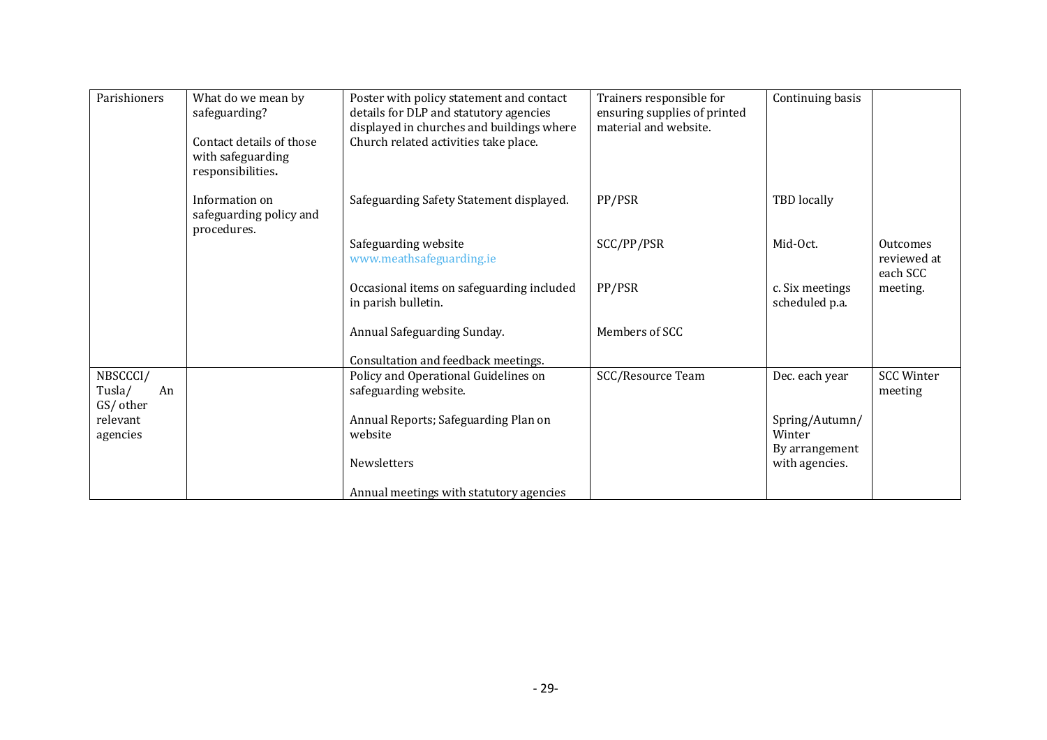| Parishioners | What do we mean by safeguarding?<br><br>Contact details of those with safeguarding responsibilities.<br><br>Information on safeguarding policy and procedures. | Poster with policy statement and contact details for DLP and statutory agencies displayed in churches and buildings where Church related activities take place. | Trainers responsible for ensuring supplies of printed material and website. | Continuing basis | |
|---|---|---|---|---|---|
| | | Safeguarding Safety Statement displayed. | PP/PSR | TBD locally | |
| | | Safeguarding website www.meathsafeguarding.ie | SCC/PP/PSR | Mid-Oct. | Outcomes reviewed at each SCC meeting. |
| | | Occasional items on safeguarding included in parish bulletin. | PP/PSR | c. Six meetings scheduled p.a. | |
| | | Annual Safeguarding Sunday. | Members of SCC | | |
| | | Consultation and feedback meetings. | | | |
| NBSCCCI/ Tusla/ An GS/ other relevant agencies | | Policy and Operational Guidelines on safeguarding website. | SCC/Resource Team | Dec. each year | SCC Winter meeting |
| | | Annual Reports; Safeguarding Plan on website | | Spring/Autumn/ Winter | |
| | | Newsletters | | By arrangement with agencies. | |
| | | Annual meetings with statutory agencies | | | |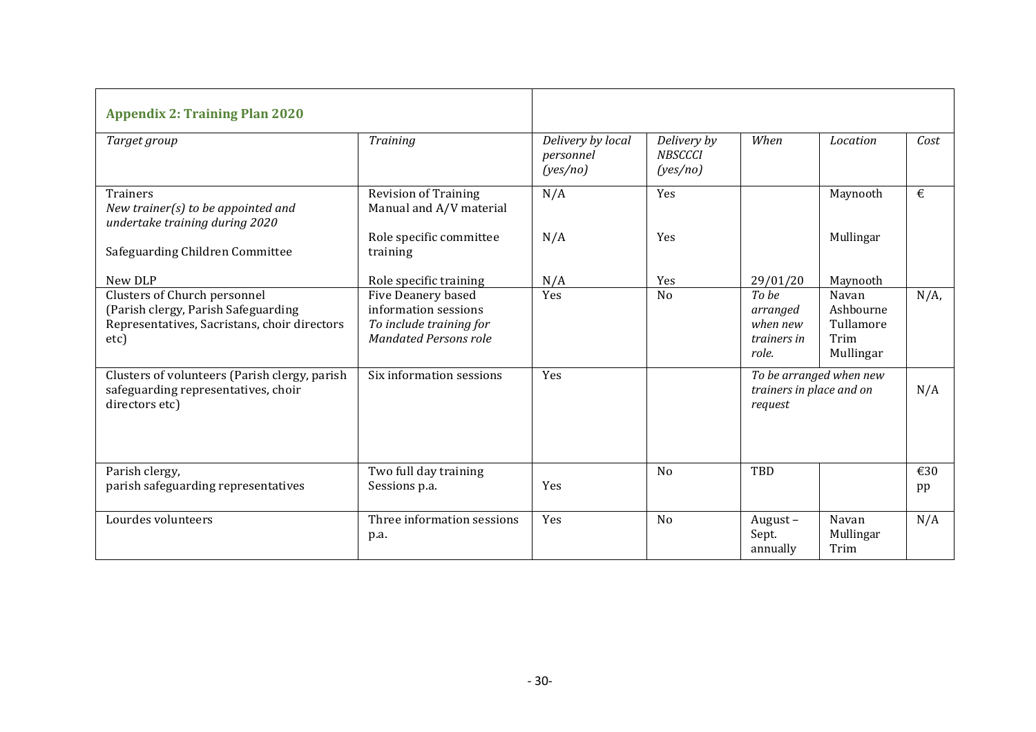## Appendix 2: Training Plan 2020

| *Target group* | *Training* | *Delivery by local personnel (yes/no)* | *Delivery by NBSCCCI (yes/no)* | *When* | *Location* | *Cost* |
|---|---|---|---|---|---|---|
| Trainers<br>*New trainer(s) to be appointed and undertake training during 2020* | Revision of Training Manual and A/V material | N/A | Yes | | Maynooth | € |
| Safeguarding Children Committee | Role specific committee training | N/A | Yes | | Mullingar | |
| New DLP | Role specific training | N/A | Yes | 29/01/20 | Maynooth | |
| Clusters of Church personnel (Parish clergy, Parish Safeguarding Representatives, Sacristans, choir directors etc) | Five Deanery based information sessions *To include training for Mandated Persons role* | Yes | No | *To be arranged when new trainers in role.* | Navan Ashbourne Tullamore Trim Mullingar | N/A, |
| Clusters of volunteers (Parish clergy, parish safeguarding representatives, choir directors etc) | Six information sessions | Yes | | *To be arranged when new trainers in place and on request* | | N/A |
| Parish clergy, parish safeguarding representatives | Two full day training Sessions p.a. | Yes | No | TBD | | €30 pp |
| Lourdes volunteers | Three information sessions p.a. | Yes | No | August – Sept. annually | Navan Mullingar Trim | N/A |